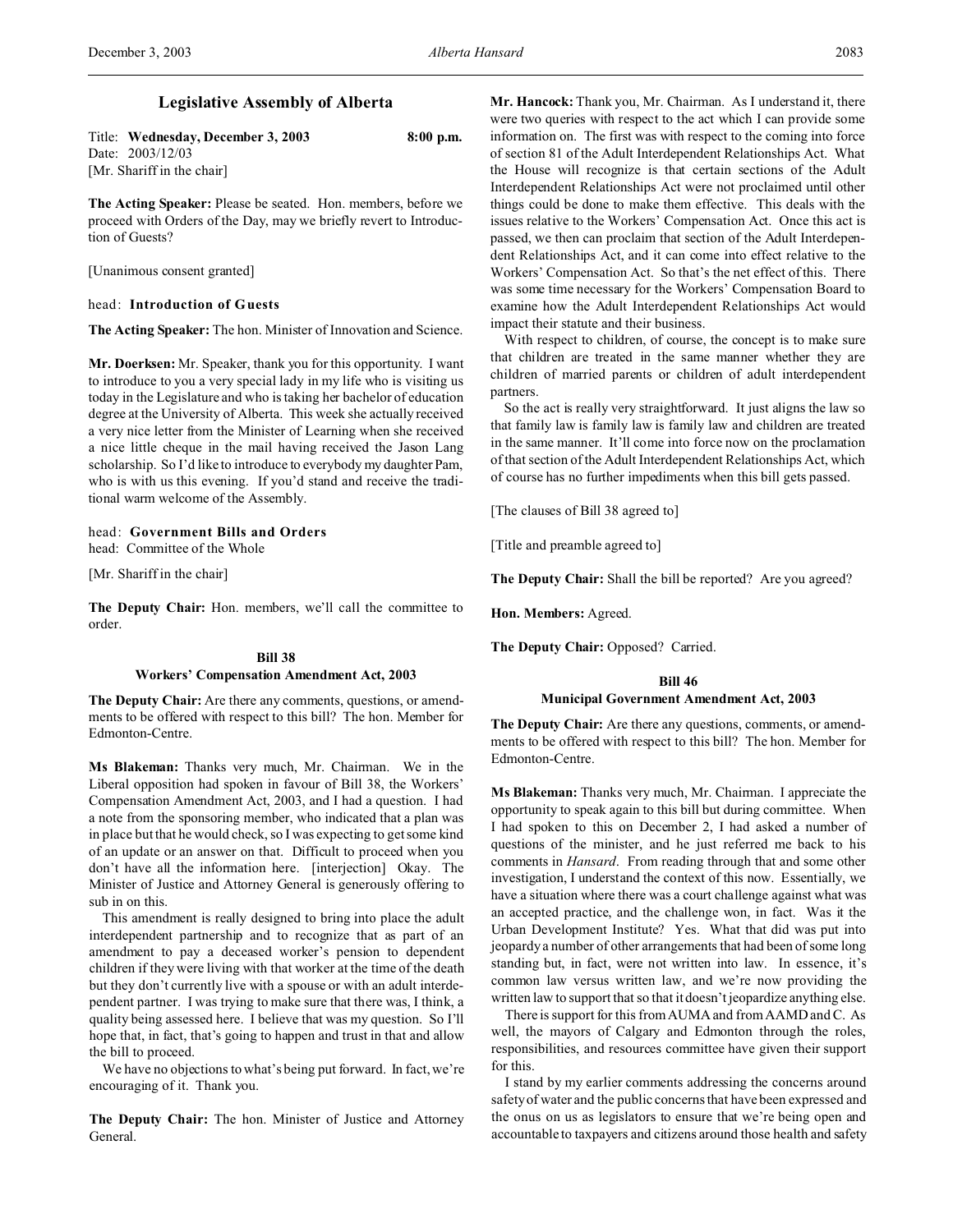# Legislative Assembly of Alberta

Title: **Wednesday, December 3, 2003** 8:00 p.m.
Date: 2003/12/03
[Mr. Shariff in the chair]

**The Acting Speaker:** Please be seated. Hon. members, before we proceed with Orders of the Day, may we briefly revert to Introduction of Guests?

[Unanimous consent granted]

head: **Introduction of Guests**

**The Acting Speaker:** The hon. Minister of Innovation and Science.

**Mr. Doerksen:** Mr. Speaker, thank you for this opportunity. I want to introduce to you a very special lady in my life who is visiting us today in the Legislature and who is taking her bachelor of education degree at the University of Alberta. This week she actually received a very nice letter from the Minister of Learning when she received a nice little cheque in the mail having received the Jason Lang scholarship. So I'd like to introduce to everybody my daughter Pam, who is with us this evening. If you'd stand and receive the traditional warm welcome of the Assembly.

head: **Government Bills and Orders**
head: Committee of the Whole

[Mr. Shariff in the chair]

**The Deputy Chair:** Hon. members, we'll call the committee to order.

### Bill 38
### Workers' Compensation Amendment Act, 2003

**The Deputy Chair:** Are there any comments, questions, or amendments to be offered with respect to this bill? The hon. Member for Edmonton-Centre.

**Ms Blakeman:** Thanks very much, Mr. Chairman. We in the Liberal opposition had spoken in favour of Bill 38, the Workers' Compensation Amendment Act, 2003, and I had a question. I had a note from the sponsoring member, who indicated that a plan was in place but that he would check, so I was expecting to get some kind of an update or an answer on that. Difficult to proceed when you don't have all the information here. [interjection] Okay. The Minister of Justice and Attorney General is generously offering to sub in on this.

This amendment is really designed to bring into place the adult interdependent partnership and to recognize that as part of an amendment to pay a deceased worker's pension to dependent children if they were living with that worker at the time of the death but they don't currently live with a spouse or with an adult interdependent partner. I was trying to make sure that there was, I think, a quality being assessed here. I believe that was my question. So I'll hope that, in fact, that's going to happen and trust in that and allow the bill to proceed.

We have no objections to what's being put forward. In fact, we're encouraging of it. Thank you.

**The Deputy Chair:** The hon. Minister of Justice and Attorney General.

**Mr. Hancock:** Thank you, Mr. Chairman. As I understand it, there were two queries with respect to the act which I can provide some information on. The first was with respect to the coming into force of section 81 of the Adult Interdependent Relationships Act. What the House will recognize is that certain sections of the Adult Interdependent Relationships Act were not proclaimed until other things could be done to make them effective. This deals with the issues relative to the Workers' Compensation Act. Once this act is passed, we then can proclaim that section of the Adult Interdependent Relationships Act, and it can come into effect relative to the Workers' Compensation Act. So that's the net effect of this. There was some time necessary for the Workers' Compensation Board to examine how the Adult Interdependent Relationships Act would impact their statute and their business.

With respect to children, of course, the concept is to make sure that children are treated in the same manner whether they are children of married parents or children of adult interdependent partners.

So the act is really very straightforward. It just aligns the law so that family law is family law is family law and children are treated in the same manner. It'll come into force now on the proclamation of that section of the Adult Interdependent Relationships Act, which of course has no further impediments when this bill gets passed.

[The clauses of Bill 38 agreed to]

[Title and preamble agreed to]

**The Deputy Chair:** Shall the bill be reported? Are you agreed?

**Hon. Members:** Agreed.

**The Deputy Chair:** Opposed? Carried.

### Bill 46
### Municipal Government Amendment Act, 2003

**The Deputy Chair:** Are there any questions, comments, or amendments to be offered with respect to this bill? The hon. Member for Edmonton-Centre.

**Ms Blakeman:** Thanks very much, Mr. Chairman. I appreciate the opportunity to speak again to this bill but during committee. When I had spoken to this on December 2, I had asked a number of questions of the minister, and he just referred me back to his comments in *Hansard*. From reading through that and some other investigation, I understand the context of this now. Essentially, we have a situation where there was a court challenge against what was an accepted practice, and the challenge won, in fact. Was it the Urban Development Institute? Yes. What that did was put into jeopardy a number of other arrangements that had been of some long standing but, in fact, were not written into law. In essence, it's common law versus written law, and we're now providing the written law to support that so that it doesn't jeopardize anything else.

There is support for this from AUMA and from AAMD and C. As well, the mayors of Calgary and Edmonton through the roles, responsibilities, and resources committee have given their support for this.

I stand by my earlier comments addressing the concerns around safety of water and the public concerns that have been expressed and the onus on us as legislators to ensure that we're being open and accountable to taxpayers and citizens around those health and safety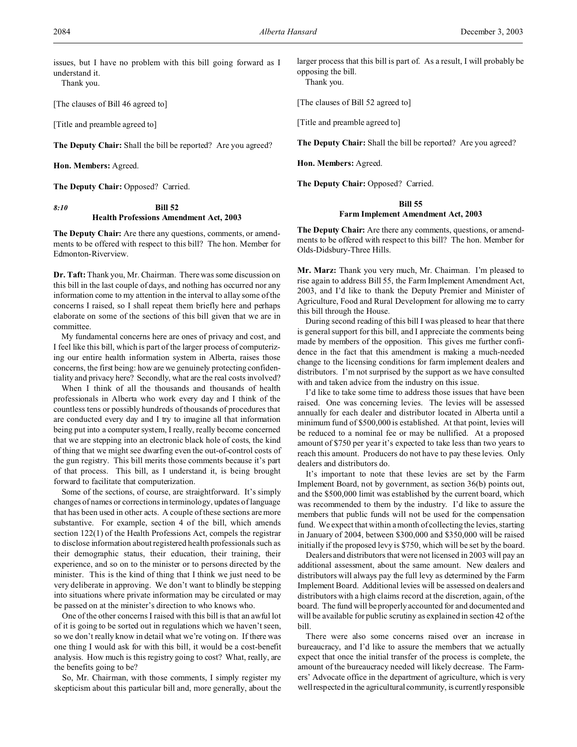issues, but I have no problem with this bill going forward as I understand it.

Thank you.

[The clauses of Bill 46 agreed to]

[Title and preamble agreed to]

**The Deputy Chair:** Shall the bill be reported? Are you agreed?

**Hon. Members:** Agreed.

**The Deputy Chair:** Opposed? Carried.

*8:10*

## Bill 52
## Health Professions Amendment Act, 2003

**The Deputy Chair:** Are there any questions, comments, or amendments to be offered with respect to this bill? The hon. Member for Edmonton-Riverview.

**Dr. Taft:** Thank you, Mr. Chairman. There was some discussion on this bill in the last couple of days, and nothing has occurred nor any information come to my attention in the interval to allay some of the concerns I raised, so I shall repeat them briefly here and perhaps elaborate on some of the sections of this bill given that we are in committee.

My fundamental concerns here are ones of privacy and cost, and I feel like this bill, which is part of the larger process of computerizing our entire health information system in Alberta, raises those concerns, the first being: how are we genuinely protecting confidentiality and privacy here? Secondly, what are the real costs involved?

When I think of all the thousands and thousands of health professionals in Alberta who work every day and I think of the countless tens or possibly hundreds of thousands of procedures that are conducted every day and I try to imagine all that information being put into a computer system, I really, really become concerned that we are stepping into an electronic black hole of costs, the kind of thing that we might see dwarfing even the out-of-control costs of the gun registry. This bill merits those comments because it's part of that process. This bill, as I understand it, is being brought forward to facilitate that computerization.

Some of the sections, of course, are straightforward. It's simply changes of names or corrections in terminology, updates of language that has been used in other acts. A couple of these sections are more substantive. For example, section 4 of the bill, which amends section 122(1) of the Health Professions Act, compels the registrar to disclose information about registered health professionals such as their demographic status, their education, their training, their experience, and so on to the minister or to persons directed by the minister. This is the kind of thing that I think we just need to be very deliberate in approving. We don't want to blindly be stepping into situations where private information may be circulated or may be passed on at the minister's direction to who knows who.

One of the other concerns I raised with this bill is that an awful lot of it is going to be sorted out in regulations which we haven't seen, so we don't really know in detail what we're voting on. If there was one thing I would ask for with this bill, it would be a cost-benefit analysis. How much is this registry going to cost? What, really, are the benefits going to be?

So, Mr. Chairman, with those comments, I simply register my skepticism about this particular bill and, more generally, about the larger process that this bill is part of. As a result, I will probably be opposing the bill.

Thank you.

[The clauses of Bill 52 agreed to]

[Title and preamble agreed to]

**The Deputy Chair:** Shall the bill be reported? Are you agreed?

**Hon. Members:** Agreed.

**The Deputy Chair:** Opposed? Carried.

## Bill 55
## Farm Implement Amendment Act, 2003

**The Deputy Chair:** Are there any comments, questions, or amendments to be offered with respect to this bill? The hon. Member for Olds-Didsbury-Three Hills.

**Mr. Marz:** Thank you very much, Mr. Chairman. I'm pleased to rise again to address Bill 55, the Farm Implement Amendment Act, 2003, and I'd like to thank the Deputy Premier and Minister of Agriculture, Food and Rural Development for allowing me to carry this bill through the House.

During second reading of this bill I was pleased to hear that there is general support for this bill, and I appreciate the comments being made by members of the opposition. This gives me further confidence in the fact that this amendment is making a much-needed change to the licensing conditions for farm implement dealers and distributors. I'm not surprised by the support as we have consulted with and taken advice from the industry on this issue.

I'd like to take some time to address those issues that have been raised. One was concerning levies. The levies will be assessed annually for each dealer and distributor located in Alberta until a minimum fund of $500,000 is established. At that point, levies will be reduced to a nominal fee or may be nullified. At a proposed amount of $750 per year it's expected to take less than two years to reach this amount. Producers do not have to pay these levies. Only dealers and distributors do.

It's important to note that these levies are set by the Farm Implement Board, not by government, as section 36(b) points out, and the $500,000 limit was established by the current board, which was recommended to them by the industry. I'd like to assure the members that public funds will not be used for the compensation fund. We expect that within a month of collecting the levies, starting in January of 2004, between $300,000 and $350,000 will be raised initially if the proposed levy is $750, which will be set by the board.

Dealers and distributors that were not licensed in 2003 will pay an additional assessment, about the same amount. New dealers and distributors will always pay the full levy as determined by the Farm Implement Board. Additional levies will be assessed on dealers and distributors with a high claims record at the discretion, again, of the board. The fund will be properly accounted for and documented and will be available for public scrutiny as explained in section 42 of the bill.

There were also some concerns raised over an increase in bureaucracy, and I'd like to assure the members that we actually expect that once the initial transfer of the process is complete, the amount of the bureaucracy needed will likely decrease. The Farmers' Advocate office in the department of agriculture, which is very well respected in the agricultural community, is currently responsible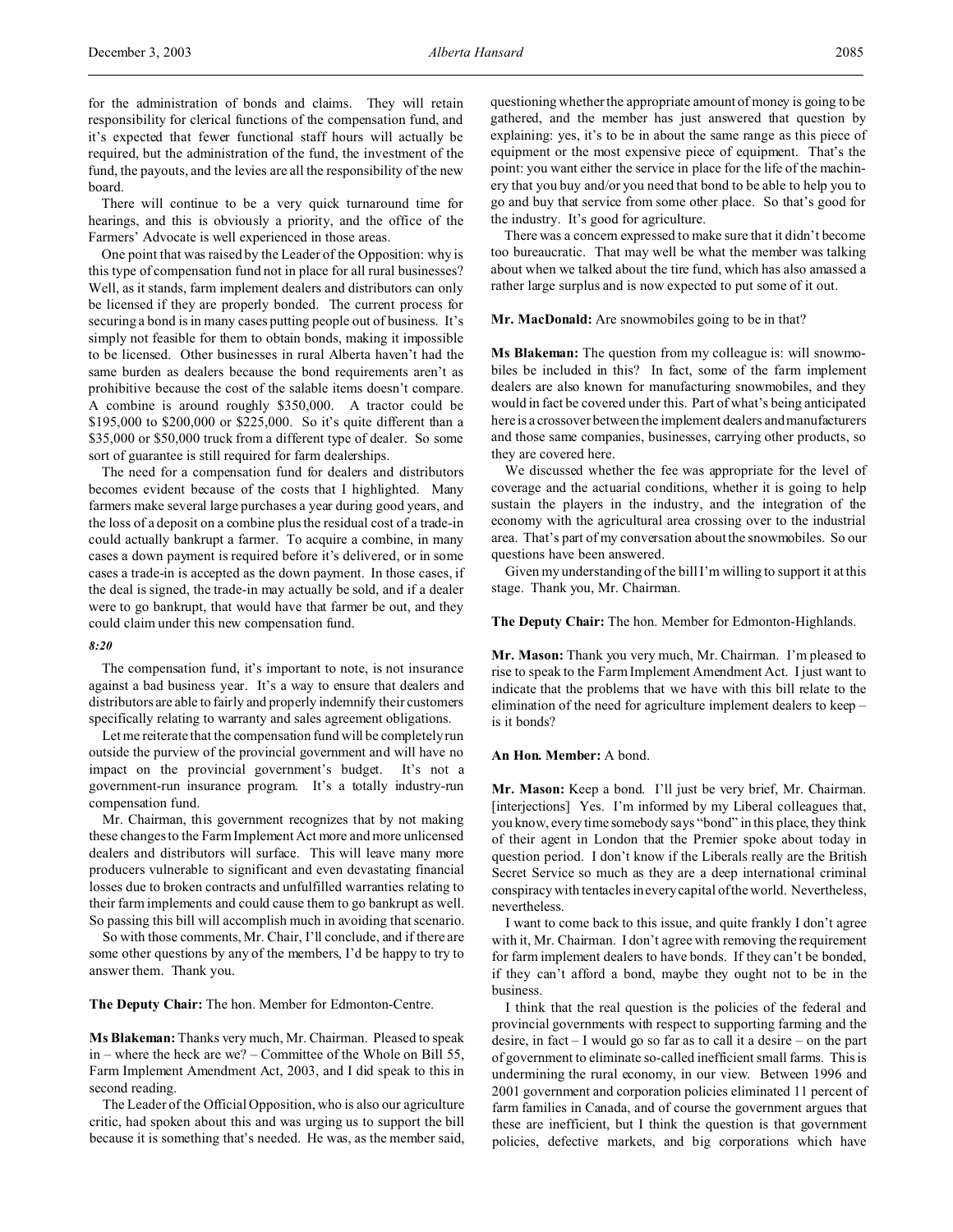for the administration of bonds and claims. They will retain responsibility for clerical functions of the compensation fund, and it's expected that fewer functional staff hours will actually be required, but the administration of the fund, the investment of the fund, the payouts, and the levies are all the responsibility of the new board.

There will continue to be a very quick turnaround time for hearings, and this is obviously a priority, and the office of the Farmers' Advocate is well experienced in those areas.

One point that was raised by the Leader of the Opposition: why is this type of compensation fund not in place for all rural businesses? Well, as it stands, farm implement dealers and distributors can only be licensed if they are properly bonded. The current process for securing a bond is in many cases putting people out of business. It's simply not feasible for them to obtain bonds, making it impossible to be licensed. Other businesses in rural Alberta haven't had the same burden as dealers because the bond requirements aren't as prohibitive because the cost of the salable items doesn't compare. A combine is around roughly $350,000. A tractor could be $195,000 to $200,000 or $225,000. So it's quite different than a $35,000 or $50,000 truck from a different type of dealer. So some sort of guarantee is still required for farm dealerships.

The need for a compensation fund for dealers and distributors becomes evident because of the costs that I highlighted. Many farmers make several large purchases a year during good years, and the loss of a deposit on a combine plus the residual cost of a trade-in could actually bankrupt a farmer. To acquire a combine, in many cases a down payment is required before it's delivered, or in some cases a trade-in is accepted as the down payment. In those cases, if the deal is signed, the trade-in may actually be sold, and if a dealer were to go bankrupt, that would have that farmer be out, and they could claim under this new compensation fund.

*8:20*

The compensation fund, it's important to note, is not insurance against a bad business year. It's a way to ensure that dealers and distributors are able to fairly and properly indemnify their customers specifically relating to warranty and sales agreement obligations.

Let me reiterate that the compensation fund will be completely run outside the purview of the provincial government and will have no impact on the provincial government's budget. It's not a government-run insurance program. It's a totally industry-run compensation fund.

Mr. Chairman, this government recognizes that by not making these changes to the Farm Implement Act more and more unlicensed dealers and distributors will surface. This will leave many more producers vulnerable to significant and even devastating financial losses due to broken contracts and unfulfilled warranties relating to their farm implements and could cause them to go bankrupt as well. So passing this bill will accomplish much in avoiding that scenario.

So with those comments, Mr. Chair, I'll conclude, and if there are some other questions by any of the members, I'd be happy to try to answer them. Thank you.

**The Deputy Chair:** The hon. Member for Edmonton-Centre.

**Ms Blakeman:** Thanks very much, Mr. Chairman. Pleased to speak in – where the heck are we? – Committee of the Whole on Bill 55, Farm Implement Amendment Act, 2003, and I did speak to this in second reading.

The Leader of the Official Opposition, who is also our agriculture critic, had spoken about this and was urging us to support the bill because it is something that's needed. He was, as the member said, questioning whether the appropriate amount of money is going to be gathered, and the member has just answered that question by explaining: yes, it's to be in about the same range as this piece of equipment or the most expensive piece of equipment. That's the point: you want either the service in place for the life of the machinery that you buy and/or you need that bond to be able to help you to go and buy that service from some other place. So that's good for the industry. It's good for agriculture.

There was a concern expressed to make sure that it didn't become too bureaucratic. That may well be what the member was talking about when we talked about the tire fund, which has also amassed a rather large surplus and is now expected to put some of it out.

**Mr. MacDonald:** Are snowmobiles going to be in that?

**Ms Blakeman:** The question from my colleague is: will snowmobiles be included in this? In fact, some of the farm implement dealers are also known for manufacturing snowmobiles, and they would in fact be covered under this. Part of what's being anticipated here is a crossover between the implement dealers and manufacturers and those same companies, businesses, carrying other products, so they are covered here.

We discussed whether the fee was appropriate for the level of coverage and the actuarial conditions, whether it is going to help sustain the players in the industry, and the integration of the economy with the agricultural area crossing over to the industrial area. That's part of my conversation about the snowmobiles. So our questions have been answered.

Given my understanding of the bill I'm willing to support it at this stage. Thank you, Mr. Chairman.

**The Deputy Chair:** The hon. Member for Edmonton-Highlands.

**Mr. Mason:** Thank you very much, Mr. Chairman. I'm pleased to rise to speak to the Farm Implement Amendment Act. I just want to indicate that the problems that we have with this bill relate to the elimination of the need for agriculture implement dealers to keep – is it bonds?

**An Hon. Member:** A bond.

**Mr. Mason:** Keep a bond. I'll just be very brief, Mr. Chairman. [interjections] Yes. I'm informed by my Liberal colleagues that, you know, every time somebody says "bond" in this place, they think of their agent in London that the Premier spoke about today in question period. I don't know if the Liberals really are the British Secret Service so much as they are a deep international criminal conspiracy with tentacles in every capital of the world. Nevertheless, nevertheless.

I want to come back to this issue, and quite frankly I don't agree with it, Mr. Chairman. I don't agree with removing the requirement for farm implement dealers to have bonds. If they can't be bonded, if they can't afford a bond, maybe they ought not to be in the business.

I think that the real question is the policies of the federal and provincial governments with respect to supporting farming and the desire, in fact – I would go so far as to call it a desire – on the part of government to eliminate so-called inefficient small farms. This is undermining the rural economy, in our view. Between 1996 and 2001 government and corporation policies eliminated 11 percent of farm families in Canada, and of course the government argues that these are inefficient, but I think the question is that government policies, defective markets, and big corporations which have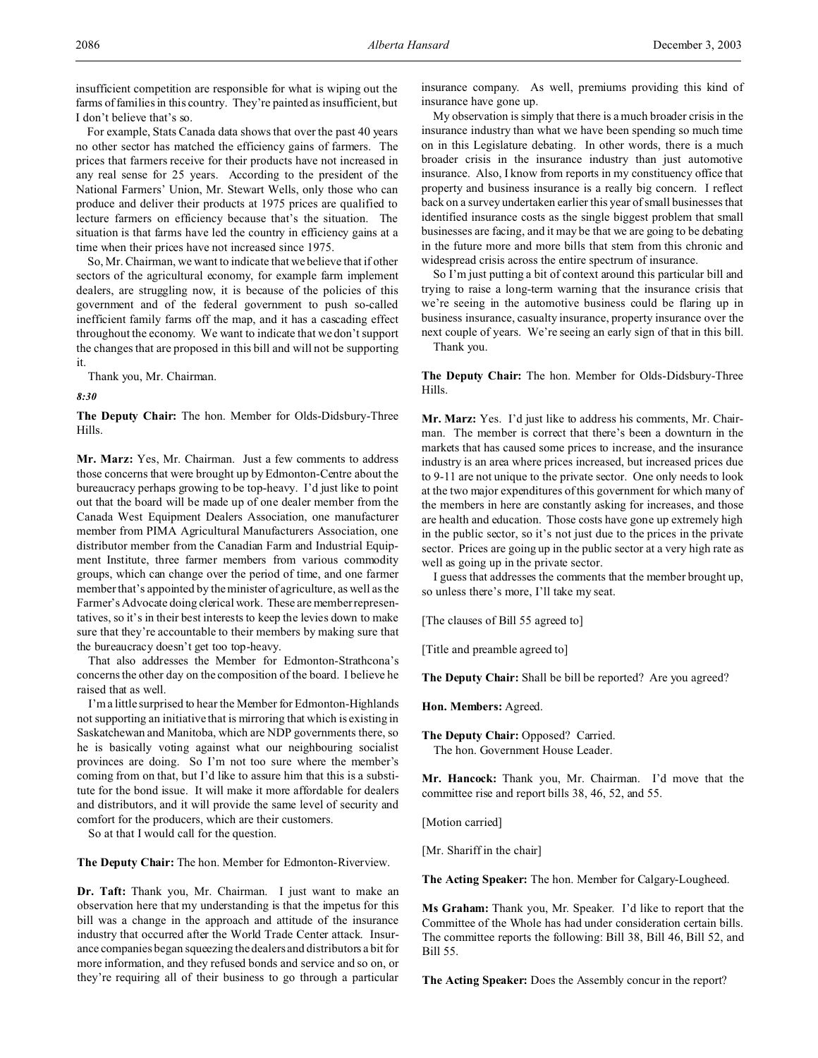insufficient competition are responsible for what is wiping out the farms of families in this country. They're painted as insufficient, but I don't believe that's so.

For example, Stats Canada data shows that over the past 40 years no other sector has matched the efficiency gains of farmers. The prices that farmers receive for their products have not increased in any real sense for 25 years. According to the president of the National Farmers' Union, Mr. Stewart Wells, only those who can produce and deliver their products at 1975 prices are qualified to lecture farmers on efficiency because that's the situation. The situation is that farms have led the country in efficiency gains at a time when their prices have not increased since 1975.

So, Mr. Chairman, we want to indicate that we believe that if other sectors of the agricultural economy, for example farm implement dealers, are struggling now, it is because of the policies of this government and of the federal government to push so-called inefficient family farms off the map, and it has a cascading effect throughout the economy. We want to indicate that we don't support the changes that are proposed in this bill and will not be supporting it.

Thank you, Mr. Chairman.

*8:30*

**The Deputy Chair:** The hon. Member for Olds-Didsbury-Three Hills.

**Mr. Marz:** Yes, Mr. Chairman. Just a few comments to address those concerns that were brought up by Edmonton-Centre about the bureaucracy perhaps growing to be top-heavy. I'd just like to point out that the board will be made up of one dealer member from the Canada West Equipment Dealers Association, one manufacturer member from PIMA Agricultural Manufacturers Association, one distributor member from the Canadian Farm and Industrial Equipment Institute, three farmer members from various commodity groups, which can change over the period of time, and one farmer member that's appointed by the minister of agriculture, as well as the Farmer's Advocate doing clerical work. These are member representatives, so it's in their best interests to keep the levies down to make sure that they're accountable to their members by making sure that the bureaucracy doesn't get too top-heavy.

That also addresses the Member for Edmonton-Strathcona's concerns the other day on the composition of the board. I believe he raised that as well.

I'm a little surprised to hear the Member for Edmonton-Highlands not supporting an initiative that is mirroring that which is existing in Saskatchewan and Manitoba, which are NDP governments there, so he is basically voting against what our neighbouring socialist provinces are doing. So I'm not too sure where the member's coming from on that, but I'd like to assure him that this is a substitute for the bond issue. It will make it more affordable for dealers and distributors, and it will provide the same level of security and comfort for the producers, which are their customers.

So at that I would call for the question.

**The Deputy Chair:** The hon. Member for Edmonton-Riverview.

**Dr. Taft:** Thank you, Mr. Chairman. I just want to make an observation here that my understanding is that the impetus for this bill was a change in the approach and attitude of the insurance industry that occurred after the World Trade Center attack. Insurance companies began squeezing the dealers and distributors a bit for more information, and they refused bonds and service and so on, or they're requiring all of their business to go through a particular insurance company. As well, premiums providing this kind of insurance have gone up.

My observation is simply that there is a much broader crisis in the insurance industry than what we have been spending so much time on in this Legislature debating. In other words, there is a much broader crisis in the insurance industry than just automotive insurance. Also, I know from reports in my constituency office that property and business insurance is a really big concern. I reflect back on a survey undertaken earlier this year of small businesses that identified insurance costs as the single biggest problem that small businesses are facing, and it may be that we are going to be debating in the future more and more bills that stem from this chronic and widespread crisis across the entire spectrum of insurance.

So I'm just putting a bit of context around this particular bill and trying to raise a long-term warning that the insurance crisis that we're seeing in the automotive business could be flaring up in business insurance, casualty insurance, property insurance over the next couple of years. We're seeing an early sign of that in this bill.

Thank you.

**The Deputy Chair:** The hon. Member for Olds-Didsbury-Three Hills.

**Mr. Marz:** Yes. I'd just like to address his comments, Mr. Chairman. The member is correct that there's been a downturn in the markets that has caused some prices to increase, and the insurance industry is an area where prices increased, but increased prices due to 9-11 are not unique to the private sector. One only needs to look at the two major expenditures of this government for which many of the members in here are constantly asking for increases, and those are health and education. Those costs have gone up extremely high in the public sector, so it's not just due to the prices in the private sector. Prices are going up in the public sector at a very high rate as well as going up in the private sector.

I guess that addresses the comments that the member brought up, so unless there's more, I'll take my seat.

[The clauses of Bill 55 agreed to]

[Title and preamble agreed to]

**The Deputy Chair:** Shall be bill be reported? Are you agreed?

**Hon. Members:** Agreed.

**The Deputy Chair:** Opposed? Carried.
The hon. Government House Leader.

**Mr. Hancock:** Thank you, Mr. Chairman. I'd move that the committee rise and report bills 38, 46, 52, and 55.

[Motion carried]

[Mr. Shariff in the chair]

**The Acting Speaker:** The hon. Member for Calgary-Lougheed.

**Ms Graham:** Thank you, Mr. Speaker. I'd like to report that the Committee of the Whole has had under consideration certain bills. The committee reports the following: Bill 38, Bill 46, Bill 52, and Bill 55.

**The Acting Speaker:** Does the Assembly concur in the report?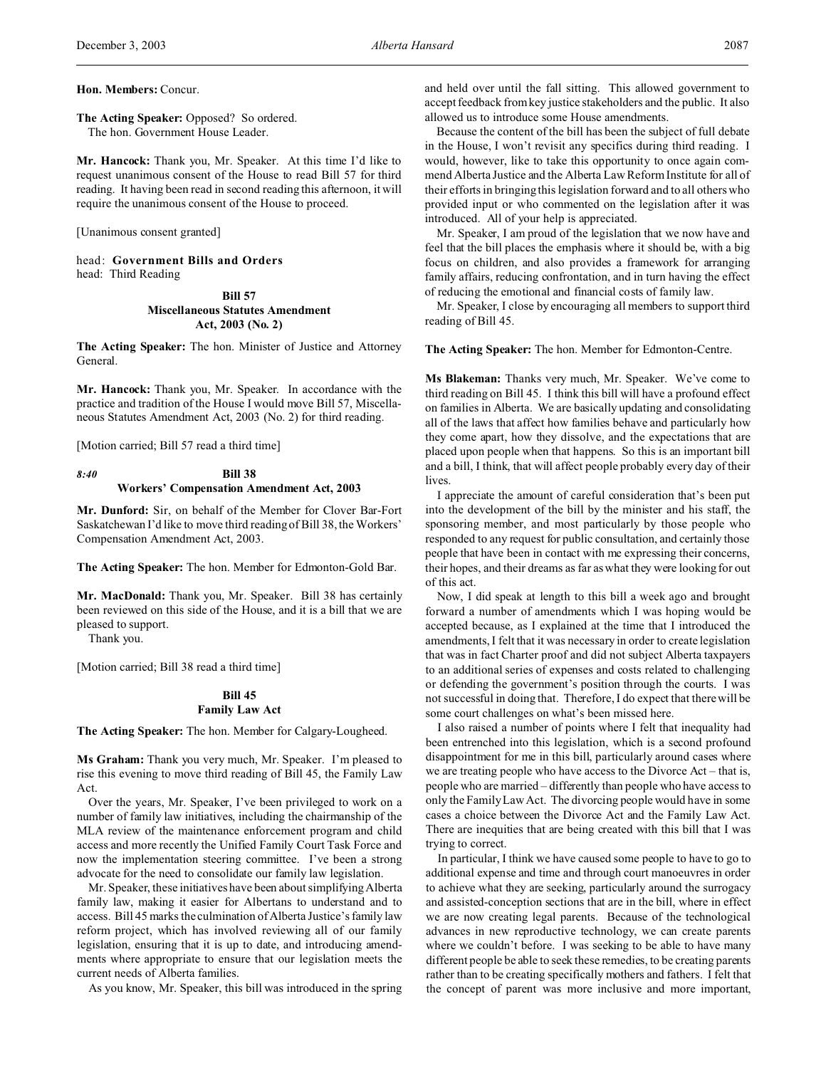**Hon. Members:** Concur.

**The Acting Speaker:** Opposed? So ordered.

The hon. Government House Leader.

**Mr. Hancock:** Thank you, Mr. Speaker. At this time I'd like to request unanimous consent of the House to read Bill 57 for third reading. It having been read in second reading this afternoon, it will require the unanimous consent of the House to proceed.

[Unanimous consent granted]

head: **Government Bills and Orders**
head: Third Reading

**Bill 57**
**Miscellaneous Statutes Amendment Act, 2003 (No. 2)**

**The Acting Speaker:** The hon. Minister of Justice and Attorney General.

**Mr. Hancock:** Thank you, Mr. Speaker. In accordance with the practice and tradition of the House I would move Bill 57, Miscellaneous Statutes Amendment Act, 2003 (No. 2) for third reading.

[Motion carried; Bill 57 read a third time]

*8:40* **Bill 38**
**Workers' Compensation Amendment Act, 2003**

**Mr. Dunford:** Sir, on behalf of the Member for Clover Bar-Fort Saskatchewan I'd like to move third reading of Bill 38, the Workers' Compensation Amendment Act, 2003.

**The Acting Speaker:** The hon. Member for Edmonton-Gold Bar.

**Mr. MacDonald:** Thank you, Mr. Speaker. Bill 38 has certainly been reviewed on this side of the House, and it is a bill that we are pleased to support.

Thank you.

[Motion carried; Bill 38 read a third time]

**Bill 45**
**Family Law Act**

**The Acting Speaker:** The hon. Member for Calgary-Lougheed.

**Ms Graham:** Thank you very much, Mr. Speaker. I'm pleased to rise this evening to move third reading of Bill 45, the Family Law Act.

Over the years, Mr. Speaker, I've been privileged to work on a number of family law initiatives, including the chairmanship of the MLA review of the maintenance enforcement program and child access and more recently the Unified Family Court Task Force and now the implementation steering committee. I've been a strong advocate for the need to consolidate our family law legislation.

Mr. Speaker, these initiatives have been about simplifying Alberta family law, making it easier for Albertans to understand and to access. Bill 45 marks the culmination of Alberta Justice's family law reform project, which has involved reviewing all of our family legislation, ensuring that it is up to date, and introducing amendments where appropriate to ensure that our legislation meets the current needs of Alberta families.

As you know, Mr. Speaker, this bill was introduced in the spring and held over until the fall sitting. This allowed government to accept feedback from key justice stakeholders and the public. It also allowed us to introduce some House amendments.

Because the content of the bill has been the subject of full debate in the House, I won't revisit any specifics during third reading. I would, however, like to take this opportunity to once again commend Alberta Justice and the Alberta Law Reform Institute for all of their efforts in bringing this legislation forward and to all others who provided input or who commented on the legislation after it was introduced. All of your help is appreciated.

Mr. Speaker, I am proud of the legislation that we now have and feel that the bill places the emphasis where it should be, with a big focus on children, and also provides a framework for arranging family affairs, reducing confrontation, and in turn having the effect of reducing the emotional and financial costs of family law.

Mr. Speaker, I close by encouraging all members to support third reading of Bill 45.

**The Acting Speaker:** The hon. Member for Edmonton-Centre.

**Ms Blakeman:** Thanks very much, Mr. Speaker. We've come to third reading on Bill 45. I think this bill will have a profound effect on families in Alberta. We are basically updating and consolidating all of the laws that affect how families behave and particularly how they come apart, how they dissolve, and the expectations that are placed upon people when that happens. So this is an important bill and a bill, I think, that will affect people probably every day of their lives.

I appreciate the amount of careful consideration that's been put into the development of the bill by the minister and his staff, the sponsoring member, and most particularly by those people who responded to any request for public consultation, and certainly those people that have been in contact with me expressing their concerns, their hopes, and their dreams as far as what they were looking for out of this act.

Now, I did speak at length to this bill a week ago and brought forward a number of amendments which I was hoping would be accepted because, as I explained at the time that I introduced the amendments, I felt that it was necessary in order to create legislation that was in fact Charter proof and did not subject Alberta taxpayers to an additional series of expenses and costs related to challenging or defending the government's position through the courts. I was not successful in doing that. Therefore, I do expect that there will be some court challenges on what's been missed here.

I also raised a number of points where I felt that inequality had been entrenched into this legislation, which is a second profound disappointment for me in this bill, particularly around cases where we are treating people who have access to the Divorce Act – that is, people who are married – differently than people who have access to only the Family Law Act. The divorcing people would have in some cases a choice between the Divorce Act and the Family Law Act. There are inequities that are being created with this bill that I was trying to correct.

In particular, I think we have caused some people to have to go to additional expense and time and through court manoeuvres in order to achieve what they are seeking, particularly around the surrogacy and assisted-conception sections that are in the bill, where in effect we are now creating legal parents. Because of the technological advances in new reproductive technology, we can create parents where we couldn't before. I was seeking to be able to have many different people be able to seek these remedies, to be creating parents rather than to be creating specifically mothers and fathers. I felt that the concept of parent was more inclusive and more important,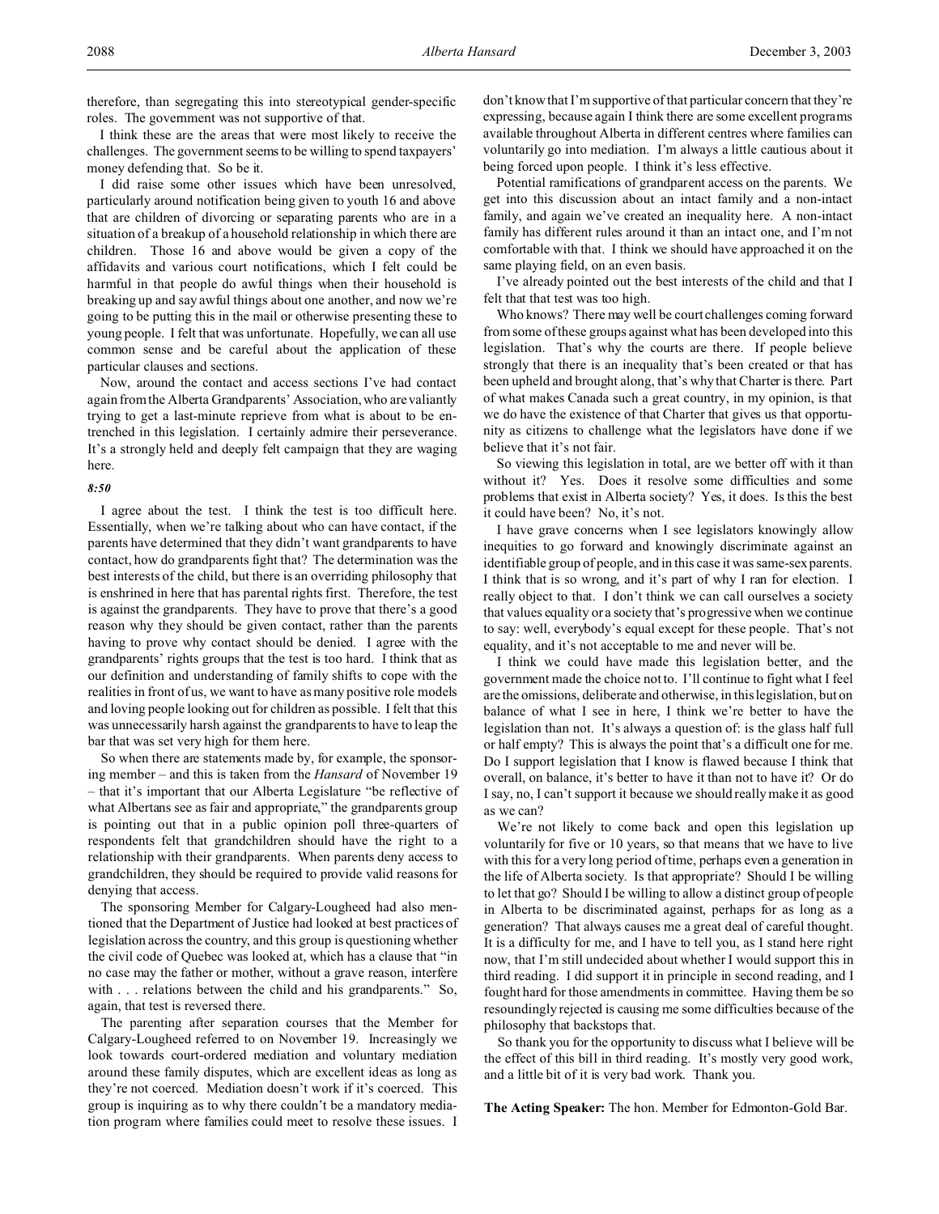therefore, than segregating this into stereotypical gender-specific roles. The government was not supportive of that.

I think these are the areas that were most likely to receive the challenges. The government seems to be willing to spend taxpayers' money defending that. So be it.

I did raise some other issues which have been unresolved, particularly around notification being given to youth 16 and above that are children of divorcing or separating parents who are in a situation of a breakup of a household relationship in which there are children. Those 16 and above would be given a copy of the affidavits and various court notifications, which I felt could be harmful in that people do awful things when their household is breaking up and say awful things about one another, and now we're going to be putting this in the mail or otherwise presenting these to young people. I felt that was unfortunate. Hopefully, we can all use common sense and be careful about the application of these particular clauses and sections.

Now, around the contact and access sections I've had contact again from the Alberta Grandparents' Association, who are valiantly trying to get a last-minute reprieve from what is about to be entrenched in this legislation. I certainly admire their perseverance. It's a strongly held and deeply felt campaign that they are waging here.

*8:50*

I agree about the test. I think the test is too difficult here. Essentially, when we're talking about who can have contact, if the parents have determined that they didn't want grandparents to have contact, how do grandparents fight that? The determination was the best interests of the child, but there is an overriding philosophy that is enshrined in here that has parental rights first. Therefore, the test is against the grandparents. They have to prove that there's a good reason why they should be given contact, rather than the parents having to prove why contact should be denied. I agree with the grandparents' rights groups that the test is too hard. I think that as our definition and understanding of family shifts to cope with the realities in front of us, we want to have as many positive role models and loving people looking out for children as possible. I felt that this was unnecessarily harsh against the grandparents to have to leap the bar that was set very high for them here.

So when there are statements made by, for example, the sponsoring member – and this is taken from the *Hansard* of November 19 – that it's important that our Alberta Legislature "be reflective of what Albertans see as fair and appropriate," the grandparents group is pointing out that in a public opinion poll three-quarters of respondents felt that grandchildren should have the right to a relationship with their grandparents. When parents deny access to grandchildren, they should be required to provide valid reasons for denying that access.

The sponsoring Member for Calgary-Lougheed had also mentioned that the Department of Justice had looked at best practices of legislation across the country, and this group is questioning whether the civil code of Quebec was looked at, which has a clause that "in no case may the father or mother, without a grave reason, interfere with . . . relations between the child and his grandparents." So, again, that test is reversed there.

The parenting after separation courses that the Member for Calgary-Lougheed referred to on November 19. Increasingly we look towards court-ordered mediation and voluntary mediation around these family disputes, which are excellent ideas as long as they're not coerced. Mediation doesn't work if it's coerced. This group is inquiring as to why there couldn't be a mandatory mediation program where families could meet to resolve these issues. I don't know that I'm supportive of that particular concern that they're expressing, because again I think there are some excellent programs available throughout Alberta in different centres where families can voluntarily go into mediation. I'm always a little cautious about it being forced upon people. I think it's less effective.

Potential ramifications of grandparent access on the parents. We get into this discussion about an intact family and a non-intact family, and again we've created an inequality here. A non-intact family has different rules around it than an intact one, and I'm not comfortable with that. I think we should have approached it on the same playing field, on an even basis.

I've already pointed out the best interests of the child and that I felt that that test was too high.

Who knows? There may well be court challenges coming forward from some of these groups against what has been developed into this legislation. That's why the courts are there. If people believe strongly that there is an inequality that's been created or that has been upheld and brought along, that's why that Charter is there. Part of what makes Canada such a great country, in my opinion, is that we do have the existence of that Charter that gives us that opportunity as citizens to challenge what the legislators have done if we believe that it's not fair.

So viewing this legislation in total, are we better off with it than without it? Yes. Does it resolve some difficulties and some problems that exist in Alberta society? Yes, it does. Is this the best it could have been? No, it's not.

I have grave concerns when I see legislators knowingly allow inequities to go forward and knowingly discriminate against an identifiable group of people, and in this case it was same-sex parents. I think that is so wrong, and it's part of why I ran for election. I really object to that. I don't think we can call ourselves a society that values equality or a society that's progressive when we continue to say: well, everybody's equal except for these people. That's not equality, and it's not acceptable to me and never will be.

I think we could have made this legislation better, and the government made the choice not to. I'll continue to fight what I feel are the omissions, deliberate and otherwise, in this legislation, but on balance of what I see in here, I think we're better to have the legislation than not. It's always a question of: is the glass half full or half empty? This is always the point that's a difficult one for me. Do I support legislation that I know is flawed because I think that overall, on balance, it's better to have it than not to have it? Or do I say, no, I can't support it because we should really make it as good as we can?

We're not likely to come back and open this legislation up voluntarily for five or 10 years, so that means that we have to live with this for a very long period of time, perhaps even a generation in the life of Alberta society. Is that appropriate? Should I be willing to let that go? Should I be willing to allow a distinct group of people in Alberta to be discriminated against, perhaps for as long as a generation? That always causes me a great deal of careful thought. It is a difficulty for me, and I have to tell you, as I stand here right now, that I'm still undecided about whether I would support this in third reading. I did support it in principle in second reading, and I fought hard for those amendments in committee. Having them be so resoundingly rejected is causing me some difficulties because of the philosophy that backstops that.

So thank you for the opportunity to discuss what I believe will be the effect of this bill in third reading. It's mostly very good work, and a little bit of it is very bad work. Thank you.

**The Acting Speaker:** The hon. Member for Edmonton-Gold Bar.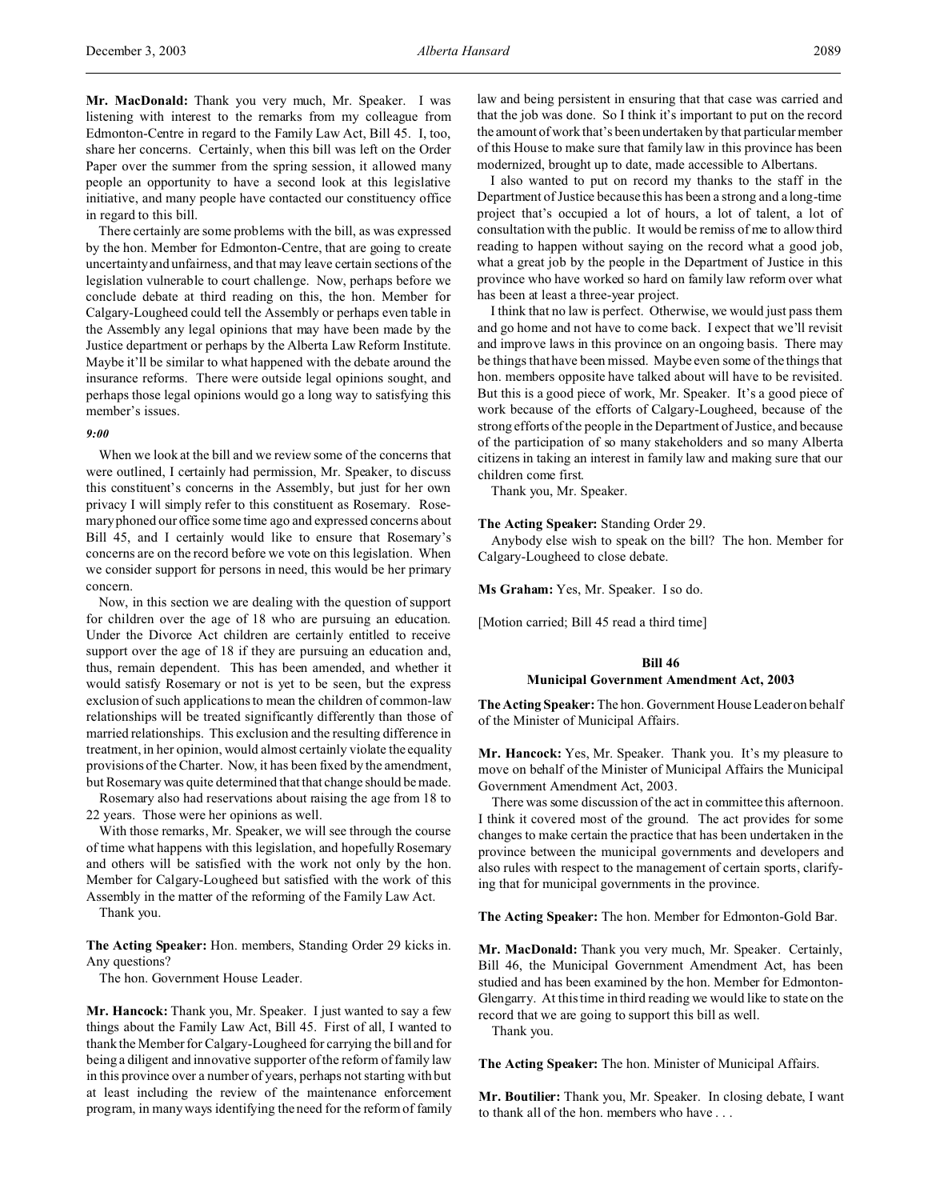**Mr. MacDonald:** Thank you very much, Mr. Speaker. I was listening with interest to the remarks from my colleague from Edmonton-Centre in regard to the Family Law Act, Bill 45. I, too, share her concerns. Certainly, when this bill was left on the Order Paper over the summer from the spring session, it allowed many people an opportunity to have a second look at this legislative initiative, and many people have contacted our constituency office in regard to this bill.

There certainly are some problems with the bill, as was expressed by the hon. Member for Edmonton-Centre, that are going to create uncertainty and unfairness, and that may leave certain sections of the legislation vulnerable to court challenge. Now, perhaps before we conclude debate at third reading on this, the hon. Member for Calgary-Lougheed could tell the Assembly or perhaps even table in the Assembly any legal opinions that may have been made by the Justice department or perhaps by the Alberta Law Reform Institute. Maybe it'll be similar to what happened with the debate around the insurance reforms. There were outside legal opinions sought, and perhaps those legal opinions would go a long way to satisfying this member's issues.

*9:00*

When we look at the bill and we review some of the concerns that were outlined, I certainly had permission, Mr. Speaker, to discuss this constituent's concerns in the Assembly, but just for her own privacy I will simply refer to this constituent as Rosemary. Rosemary phoned our office some time ago and expressed concerns about Bill 45, and I certainly would like to ensure that Rosemary's concerns are on the record before we vote on this legislation. When we consider support for persons in need, this would be her primary concern.

Now, in this section we are dealing with the question of support for children over the age of 18 who are pursuing an education. Under the Divorce Act children are certainly entitled to receive support over the age of 18 if they are pursuing an education and, thus, remain dependent. This has been amended, and whether it would satisfy Rosemary or not is yet to be seen, but the express exclusion of such applications to mean the children of common-law relationships will be treated significantly differently than those of married relationships. This exclusion and the resulting difference in treatment, in her opinion, would almost certainly violate the equality provisions of the Charter. Now, it has been fixed by the amendment, but Rosemary was quite determined that that change should be made.

Rosemary also had reservations about raising the age from 18 to 22 years. Those were her opinions as well.

With those remarks, Mr. Speaker, we will see through the course of time what happens with this legislation, and hopefully Rosemary and others will be satisfied with the work not only by the hon. Member for Calgary-Lougheed but satisfied with the work of this Assembly in the matter of the reforming of the Family Law Act.

Thank you.

**The Acting Speaker:** Hon. members, Standing Order 29 kicks in. Any questions?

The hon. Government House Leader.

**Mr. Hancock:** Thank you, Mr. Speaker. I just wanted to say a few things about the Family Law Act, Bill 45. First of all, I wanted to thank the Member for Calgary-Lougheed for carrying the bill and for being a diligent and innovative supporter of the reform of family law in this province over a number of years, perhaps not starting with but at least including the review of the maintenance enforcement program, in many ways identifying the need for the reform of family law and being persistent in ensuring that that case was carried and that the job was done. So I think it's important to put on the record the amount of work that's been undertaken by that particular member of this House to make sure that family law in this province has been modernized, brought up to date, made accessible to Albertans.

I also wanted to put on record my thanks to the staff in the Department of Justice because this has been a strong and a long-time project that's occupied a lot of hours, a lot of talent, a lot of consultation with the public. It would be remiss of me to allow third reading to happen without saying on the record what a good job, what a great job by the people in the Department of Justice in this province who have worked so hard on family law reform over what has been at least a three-year project.

I think that no law is perfect. Otherwise, we would just pass them and go home and not have to come back. I expect that we'll revisit and improve laws in this province on an ongoing basis. There may be things that have been missed. Maybe even some of the things that hon. members opposite have talked about will have to be revisited. But this is a good piece of work, Mr. Speaker. It's a good piece of work because of the efforts of Calgary-Lougheed, because of the strong efforts of the people in the Department of Justice, and because of the participation of so many stakeholders and so many Alberta citizens in taking an interest in family law and making sure that our children come first.

Thank you, Mr. Speaker.

**The Acting Speaker:** Standing Order 29.

Anybody else wish to speak on the bill? The hon. Member for Calgary-Lougheed to close debate.

**Ms Graham:** Yes, Mr. Speaker. I so do.

[Motion carried; Bill 45 read a third time]

### Bill 46
### Municipal Government Amendment Act, 2003

**The Acting Speaker:** The hon. Government House Leader on behalf of the Minister of Municipal Affairs.

**Mr. Hancock:** Yes, Mr. Speaker. Thank you. It's my pleasure to move on behalf of the Minister of Municipal Affairs the Municipal Government Amendment Act, 2003.

There was some discussion of the act in committee this afternoon. I think it covered most of the ground. The act provides for some changes to make certain the practice that has been undertaken in the province between the municipal governments and developers and also rules with respect to the management of certain sports, clarifying that for municipal governments in the province.

**The Acting Speaker:** The hon. Member for Edmonton-Gold Bar.

**Mr. MacDonald:** Thank you very much, Mr. Speaker. Certainly, Bill 46, the Municipal Government Amendment Act, has been studied and has been examined by the hon. Member for Edmonton-Glengarry. At this time in third reading we would like to state on the record that we are going to support this bill as well.

Thank you.

**The Acting Speaker:** The hon. Minister of Municipal Affairs.

**Mr. Boutilier:** Thank you, Mr. Speaker. In closing debate, I want to thank all of the hon. members who have . . .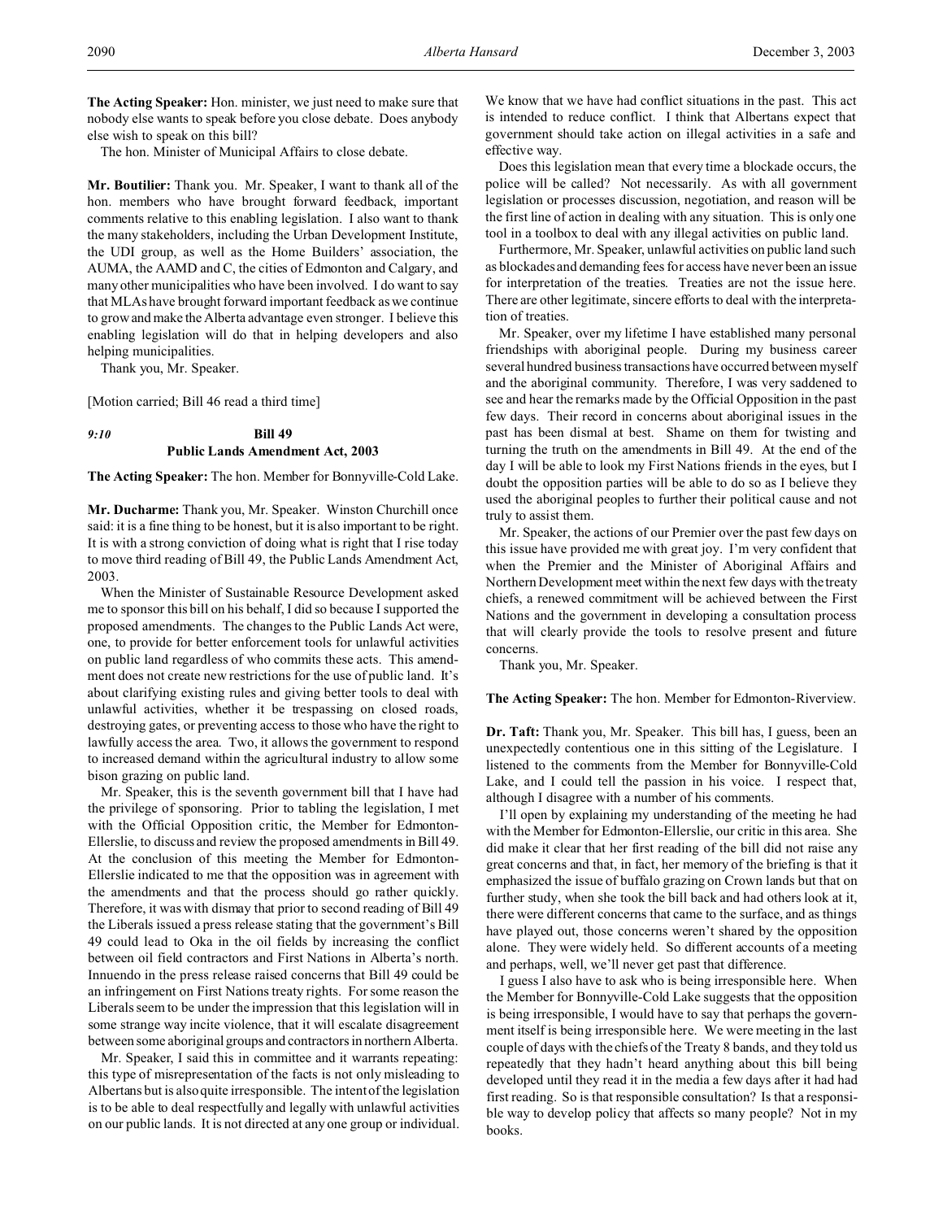**The Acting Speaker:** Hon. minister, we just need to make sure that nobody else wants to speak before you close debate. Does anybody else wish to speak on this bill?

The hon. Minister of Municipal Affairs to close debate.

**Mr. Boutilier:** Thank you. Mr. Speaker, I want to thank all of the hon. members who have brought forward feedback, important comments relative to this enabling legislation. I also want to thank the many stakeholders, including the Urban Development Institute, the UDI group, as well as the Home Builders' association, the AUMA, the AAMD and C, the cities of Edmonton and Calgary, and many other municipalities who have been involved. I do want to say that MLAs have brought forward important feedback as we continue to grow and make the Alberta advantage even stronger. I believe this enabling legislation will do that in helping developers and also helping municipalities.

Thank you, Mr. Speaker.

[Motion carried; Bill 46 read a third time]

*9:10* **Bill 49**
**Public Lands Amendment Act, 2003**

**The Acting Speaker:** The hon. Member for Bonnyville-Cold Lake.

**Mr. Ducharme:** Thank you, Mr. Speaker. Winston Churchill once said: it is a fine thing to be honest, but it is also important to be right. It is with a strong conviction of doing what is right that I rise today to move third reading of Bill 49, the Public Lands Amendment Act, 2003.

When the Minister of Sustainable Resource Development asked me to sponsor this bill on his behalf, I did so because I supported the proposed amendments. The changes to the Public Lands Act were, one, to provide for better enforcement tools for unlawful activities on public land regardless of who commits these acts. This amendment does not create new restrictions for the use of public land. It's about clarifying existing rules and giving better tools to deal with unlawful activities, whether it be trespassing on closed roads, destroying gates, or preventing access to those who have the right to lawfully access the area. Two, it allows the government to respond to increased demand within the agricultural industry to allow some bison grazing on public land.

Mr. Speaker, this is the seventh government bill that I have had the privilege of sponsoring. Prior to tabling the legislation, I met with the Official Opposition critic, the Member for Edmonton-Ellerslie, to discuss and review the proposed amendments in Bill 49. At the conclusion of this meeting the Member for Edmonton-Ellerslie indicated to me that the opposition was in agreement with the amendments and that the process should go rather quickly. Therefore, it was with dismay that prior to second reading of Bill 49 the Liberals issued a press release stating that the government's Bill 49 could lead to Oka in the oil fields by increasing the conflict between oil field contractors and First Nations in Alberta's north. Innuendo in the press release raised concerns that Bill 49 could be an infringement on First Nations treaty rights. For some reason the Liberals seem to be under the impression that this legislation will in some strange way incite violence, that it will escalate disagreement between some aboriginal groups and contractors in northern Alberta.

Mr. Speaker, I said this in committee and it warrants repeating: this type of misrepresentation of the facts is not only misleading to Albertans but is also quite irresponsible. The intent of the legislation is to be able to deal respectfully and legally with unlawful activities on our public lands. It is not directed at any one group or individual. We know that we have had conflict situations in the past. This act is intended to reduce conflict. I think that Albertans expect that government should take action on illegal activities in a safe and effective way.

Does this legislation mean that every time a blockade occurs, the police will be called? Not necessarily. As with all government legislation or processes discussion, negotiation, and reason will be the first line of action in dealing with any situation. This is only one tool in a toolbox to deal with any illegal activities on public land.

Furthermore, Mr. Speaker, unlawful activities on public land such as blockades and demanding fees for access have never been an issue for interpretation of the treaties. Treaties are not the issue here. There are other legitimate, sincere efforts to deal with the interpretation of treaties.

Mr. Speaker, over my lifetime I have established many personal friendships with aboriginal people. During my business career several hundred business transactions have occurred between myself and the aboriginal community. Therefore, I was very saddened to see and hear the remarks made by the Official Opposition in the past few days. Their record in concerns about aboriginal issues in the past has been dismal at best. Shame on them for twisting and turning the truth on the amendments in Bill 49. At the end of the day I will be able to look my First Nations friends in the eyes, but I doubt the opposition parties will be able to do so as I believe they used the aboriginal peoples to further their political cause and not truly to assist them.

Mr. Speaker, the actions of our Premier over the past few days on this issue have provided me with great joy. I'm very confident that when the Premier and the Minister of Aboriginal Affairs and Northern Development meet within the next few days with the treaty chiefs, a renewed commitment will be achieved between the First Nations and the government in developing a consultation process that will clearly provide the tools to resolve present and future concerns.

Thank you, Mr. Speaker.

**The Acting Speaker:** The hon. Member for Edmonton-Riverview.

**Dr. Taft:** Thank you, Mr. Speaker. This bill has, I guess, been an unexpectedly contentious one in this sitting of the Legislature. I listened to the comments from the Member for Bonnyville-Cold Lake, and I could tell the passion in his voice. I respect that, although I disagree with a number of his comments.

I'll open by explaining my understanding of the meeting he had with the Member for Edmonton-Ellerslie, our critic in this area. She did make it clear that her first reading of the bill did not raise any great concerns and that, in fact, her memory of the briefing is that it emphasized the issue of buffalo grazing on Crown lands but that on further study, when she took the bill back and had others look at it, there were different concerns that came to the surface, and as things have played out, those concerns weren't shared by the opposition alone. They were widely held. So different accounts of a meeting and perhaps, well, we'll never get past that difference.

I guess I also have to ask who is being irresponsible here. When the Member for Bonnyville-Cold Lake suggests that the opposition is being irresponsible, I would have to say that perhaps the government itself is being irresponsible here. We were meeting in the last couple of days with the chiefs of the Treaty 8 bands, and they told us repeatedly that they hadn't heard anything about this bill being developed until they read it in the media a few days after it had had first reading. So is that responsible consultation? Is that a responsible way to develop policy that affects so many people? Not in my books.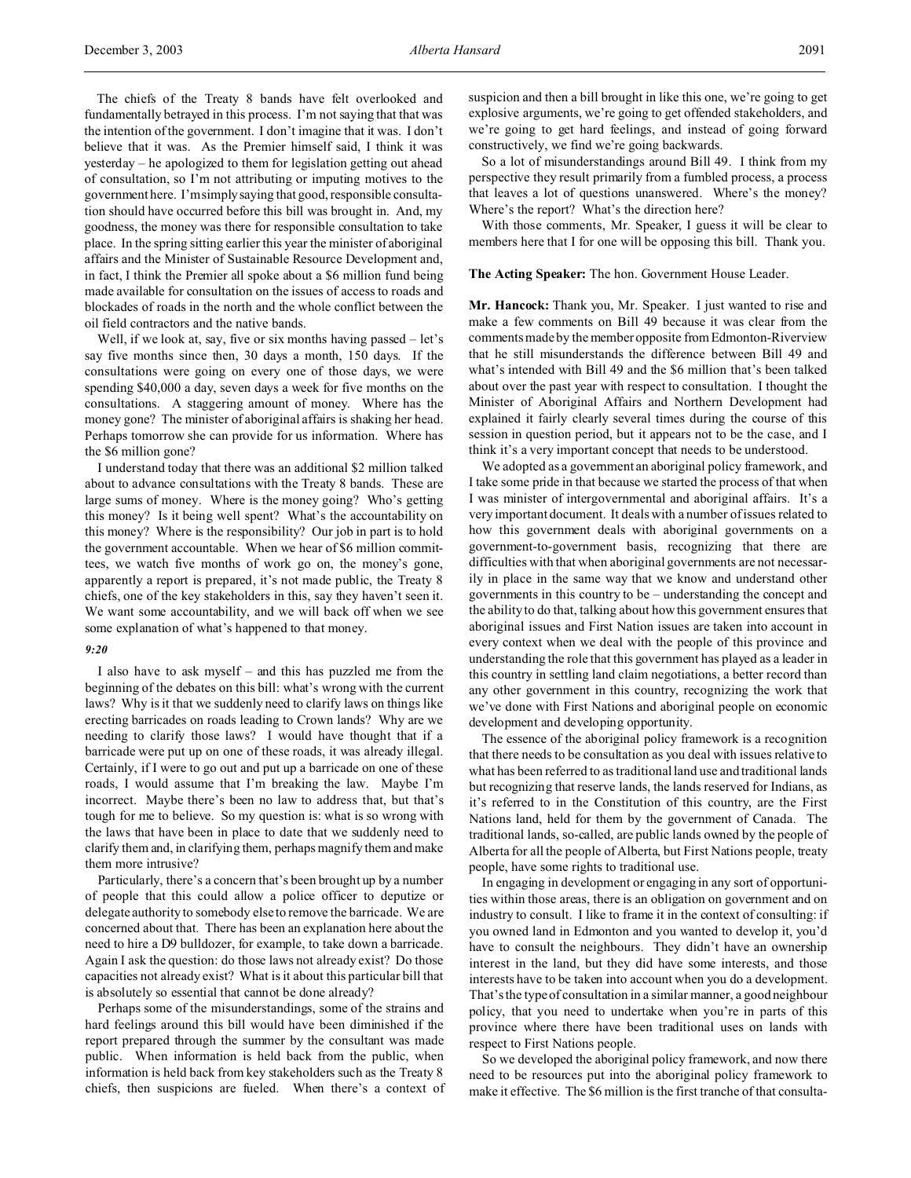The chiefs of the Treaty 8 bands have felt overlooked and fundamentally betrayed in this process. I'm not saying that that was the intention of the government. I don't imagine that it was. I don't believe that it was. As the Premier himself said, I think it was yesterday – he apologized to them for legislation getting out ahead of consultation, so I'm not attributing or imputing motives to the government here. I'm simply saying that good, responsible consultation should have occurred before this bill was brought in. And, my goodness, the money was there for responsible consultation to take place. In the spring sitting earlier this year the minister of aboriginal affairs and the Minister of Sustainable Resource Development and, in fact, I think the Premier all spoke about a $6 million fund being made available for consultation on the issues of access to roads and blockades of roads in the north and the whole conflict between the oil field contractors and the native bands.

Well, if we look at, say, five or six months having passed – let's say five months since then, 30 days a month, 150 days. If the consultations were going on every one of those days, we were spending $40,000 a day, seven days a week for five months on the consultations. A staggering amount of money. Where has the money gone? The minister of aboriginal affairs is shaking her head. Perhaps tomorrow she can provide for us information. Where has the $6 million gone?

I understand today that there was an additional $2 million talked about to advance consultations with the Treaty 8 bands. These are large sums of money. Where is the money going? Who's getting this money? Is it being well spent? What's the accountability on this money? Where is the responsibility? Our job in part is to hold the government accountable. When we hear of $6 million committees, we watch five months of work go on, the money's gone, apparently a report is prepared, it's not made public, the Treaty 8 chiefs, one of the key stakeholders in this, say they haven't seen it. We want some accountability, and we will back off when we see some explanation of what's happened to that money.

*9:20*

I also have to ask myself – and this has puzzled me from the beginning of the debates on this bill: what's wrong with the current laws? Why is it that we suddenly need to clarify laws on things like erecting barricades on roads leading to Crown lands? Why are we needing to clarify those laws? I would have thought that if a barricade were put up on one of these roads, it was already illegal. Certainly, if I were to go out and put up a barricade on one of these roads, I would assume that I'm breaking the law. Maybe I'm incorrect. Maybe there's been no law to address that, but that's tough for me to believe. So my question is: what is so wrong with the laws that have been in place to date that we suddenly need to clarify them and, in clarifying them, perhaps magnify them and make them more intrusive?

Particularly, there's a concern that's been brought up by a number of people that this could allow a police officer to deputize or delegate authority to somebody else to remove the barricade. We are concerned about that. There has been an explanation here about the need to hire a D9 bulldozer, for example, to take down a barricade. Again I ask the question: do those laws not already exist? Do those capacities not already exist? What is it about this particular bill that is absolutely so essential that cannot be done already?

Perhaps some of the misunderstandings, some of the strains and hard feelings around this bill would have been diminished if the report prepared through the summer by the consultant was made public. When information is held back from the public, when information is held back from key stakeholders such as the Treaty 8 chiefs, then suspicions are fueled. When there's a context of suspicion and then a bill brought in like this one, we're going to get explosive arguments, we're going to get offended stakeholders, and we're going to get hard feelings, and instead of going forward constructively, we find we're going backwards.

So a lot of misunderstandings around Bill 49. I think from my perspective they result primarily from a fumbled process, a process that leaves a lot of questions unanswered. Where's the money? Where's the report? What's the direction here?

With those comments, Mr. Speaker, I guess it will be clear to members here that I for one will be opposing this bill. Thank you.

**The Acting Speaker:** The hon. Government House Leader.

**Mr. Hancock:** Thank you, Mr. Speaker. I just wanted to rise and make a few comments on Bill 49 because it was clear from the comments made by the member opposite from Edmonton-Riverview that he still misunderstands the difference between Bill 49 and what's intended with Bill 49 and the $6 million that's been talked about over the past year with respect to consultation. I thought the Minister of Aboriginal Affairs and Northern Development had explained it fairly clearly several times during the course of this session in question period, but it appears not to be the case, and I think it's a very important concept that needs to be understood.

We adopted as a government an aboriginal policy framework, and I take some pride in that because we started the process of that when I was minister of intergovernmental and aboriginal affairs. It's a very important document. It deals with a number of issues related to how this government deals with aboriginal governments on a government-to-government basis, recognizing that there are difficulties with that when aboriginal governments are not necessarily in place in the same way that we know and understand other governments in this country to be – understanding the concept and the ability to do that, talking about how this government ensures that aboriginal issues and First Nation issues are taken into account in every context when we deal with the people of this province and understanding the role that this government has played as a leader in this country in settling land claim negotiations, a better record than any other government in this country, recognizing the work that we've done with First Nations and aboriginal people on economic development and developing opportunity.

The essence of the aboriginal policy framework is a recognition that there needs to be consultation as you deal with issues relative to what has been referred to as traditional land use and traditional lands but recognizing that reserve lands, the lands reserved for Indians, as it's referred to in the Constitution of this country, are the First Nations land, held for them by the government of Canada. The traditional lands, so-called, are public lands owned by the people of Alberta for all the people of Alberta, but First Nations people, treaty people, have some rights to traditional use.

In engaging in development or engaging in any sort of opportunities within those areas, there is an obligation on government and on industry to consult. I like to frame it in the context of consulting: if you owned land in Edmonton and you wanted to develop it, you'd have to consult the neighbours. They didn't have an ownership interest in the land, but they did have some interests, and those interests have to be taken into account when you do a development. That's the type of consultation in a similar manner, a good neighbour policy, that you need to undertake when you're in parts of this province where there have been traditional uses on lands with respect to First Nations people.

So we developed the aboriginal policy framework, and now there need to be resources put into the aboriginal policy framework to make it effective. The $6 million is the first tranche of that consulta-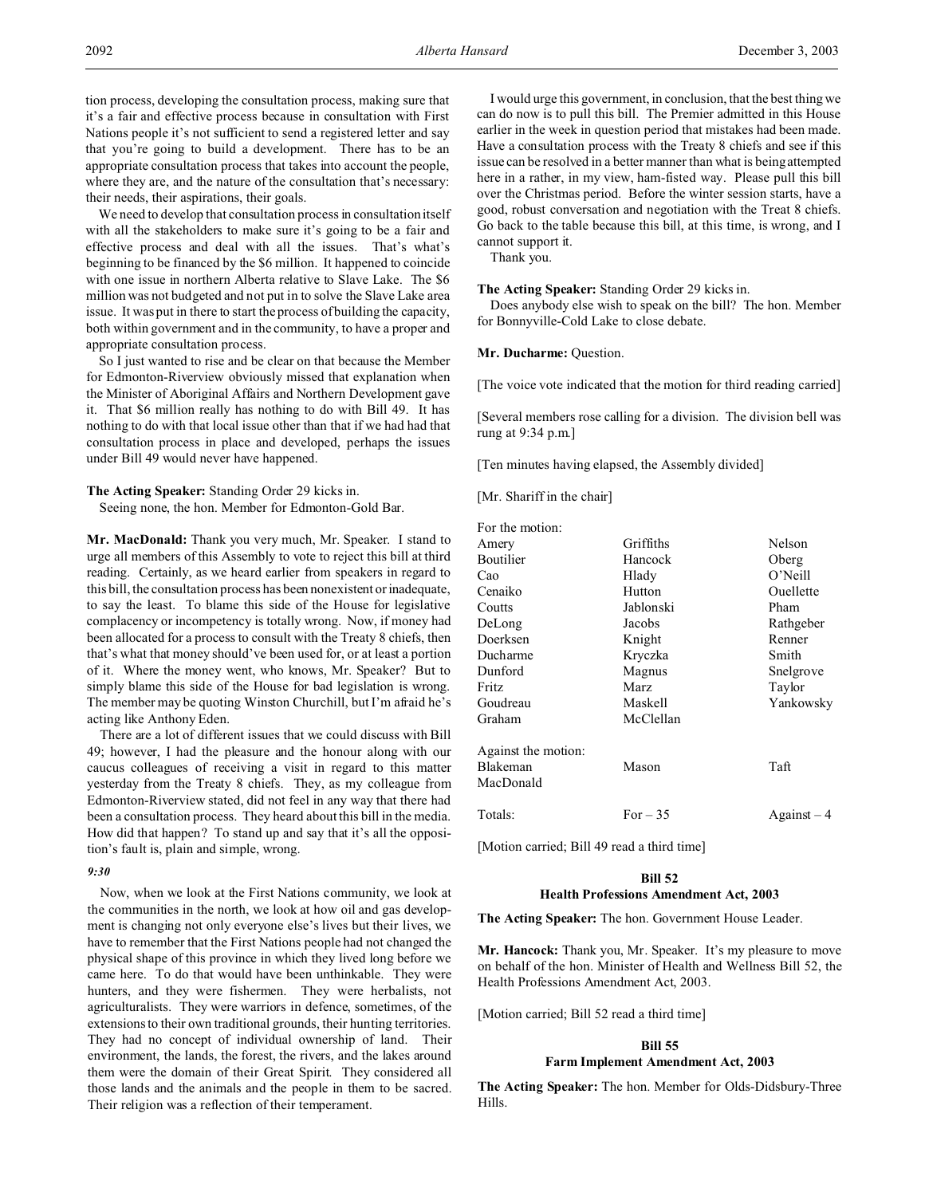tion process, developing the consultation process, making sure that it's a fair and effective process because in consultation with First Nations people it's not sufficient to send a registered letter and say that you're going to build a development. There has to be an appropriate consultation process that takes into account the people, where they are, and the nature of the consultation that's necessary: their needs, their aspirations, their goals.

We need to develop that consultation process in consultation itself with all the stakeholders to make sure it's going to be a fair and effective process and deal with all the issues. That's what's beginning to be financed by the $6 million. It happened to coincide with one issue in northern Alberta relative to Slave Lake. The $6 million was not budgeted and not put in to solve the Slave Lake area issue. It was put in there to start the process of building the capacity, both within government and in the community, to have a proper and appropriate consultation process.

So I just wanted to rise and be clear on that because the Member for Edmonton-Riverview obviously missed that explanation when the Minister of Aboriginal Affairs and Northern Development gave it. That $6 million really has nothing to do with Bill 49. It has nothing to do with that local issue other than that if we had had that consultation process in place and developed, perhaps the issues under Bill 49 would never have happened.

**The Acting Speaker:** Standing Order 29 kicks in.

Seeing none, the hon. Member for Edmonton-Gold Bar.

**Mr. MacDonald:** Thank you very much, Mr. Speaker. I stand to urge all members of this Assembly to vote to reject this bill at third reading. Certainly, as we heard earlier from speakers in regard to this bill, the consultation process has been nonexistent or inadequate, to say the least. To blame this side of the House for legislative complacency or incompetency is totally wrong. Now, if money had been allocated for a process to consult with the Treaty 8 chiefs, then that's what that money should've been used for, or at least a portion of it. Where the money went, who knows, Mr. Speaker? But to simply blame this side of the House for bad legislation is wrong. The member may be quoting Winston Churchill, but I'm afraid he's acting like Anthony Eden.

There are a lot of different issues that we could discuss with Bill 49; however, I had the pleasure and the honour along with our caucus colleagues of receiving a visit in regard to this matter yesterday from the Treaty 8 chiefs. They, as my colleague from Edmonton-Riverview stated, did not feel in any way that there had been a consultation process. They heard about this bill in the media. How did that happen? To stand up and say that it's all the opposition's fault is, plain and simple, wrong.

*9:30*

Now, when we look at the First Nations community, we look at the communities in the north, we look at how oil and gas development is changing not only everyone else's lives but their lives, we have to remember that the First Nations people had not changed the physical shape of this province in which they lived long before we came here. To do that would have been unthinkable. They were hunters, and they were fishermen. They were herbalists, not agriculturalists. They were warriors in defence, sometimes, of the extensions to their own traditional grounds, their hunting territories. They had no concept of individual ownership of land. Their environment, the lands, the forest, the rivers, and the lakes around them were the domain of their Great Spirit. They considered all those lands and the animals and the people in them to be sacred. Their religion was a reflection of their temperament.

I would urge this government, in conclusion, that the best thing we can do now is to pull this bill. The Premier admitted in this House earlier in the week in question period that mistakes had been made. Have a consultation process with the Treaty 8 chiefs and see if this issue can be resolved in a better manner than what is being attempted here in a rather, in my view, ham-fisted way. Please pull this bill over the Christmas period. Before the winter session starts, have a good, robust conversation and negotiation with the Treat 8 chiefs. Go back to the table because this bill, at this time, is wrong, and I cannot support it.

Thank you.

**The Acting Speaker:** Standing Order 29 kicks in.

Does anybody else wish to speak on the bill? The hon. Member for Bonnyville-Cold Lake to close debate.

**Mr. Ducharme:** Question.

[The voice vote indicated that the motion for third reading carried]

[Several members rose calling for a division. The division bell was rung at 9:34 p.m.]

[Ten minutes having elapsed, the Assembly divided]

[Mr. Shariff in the chair]

| For the motion: | | |
|---|---|---|
| Amery | Griffiths | Nelson |
| Boutilier | Hancock | Oberg |
| Cao | Hlady | O'Neill |
| Cenaiko | Hutton | Ouellette |
| Coutts | Jablonski | Pham |
| DeLong | Jacobs | Rathgeber |
| Doerksen | Knight | Renner |
| Ducharme | Kryczka | Smith |
| Dunford | Magnus | Snelgrove |
| Fritz | Marz | Taylor |
| Goudreau | Maskell | Yankowsky |
| Graham | McClellan | |
| **Against the motion:** | | |
| Blakeman | Mason | Taft |
| MacDonald | | |
| Totals: | For – 35 | Against – 4 |

[Motion carried; Bill 49 read a third time]

## Bill 52
## Health Professions Amendment Act, 2003

**The Acting Speaker:** The hon. Government House Leader.

**Mr. Hancock:** Thank you, Mr. Speaker. It's my pleasure to move on behalf of the hon. Minister of Health and Wellness Bill 52, the Health Professions Amendment Act, 2003.

[Motion carried; Bill 52 read a third time]

## Bill 55
## Farm Implement Amendment Act, 2003

**The Acting Speaker:** The hon. Member for Olds-Didsbury-Three Hills.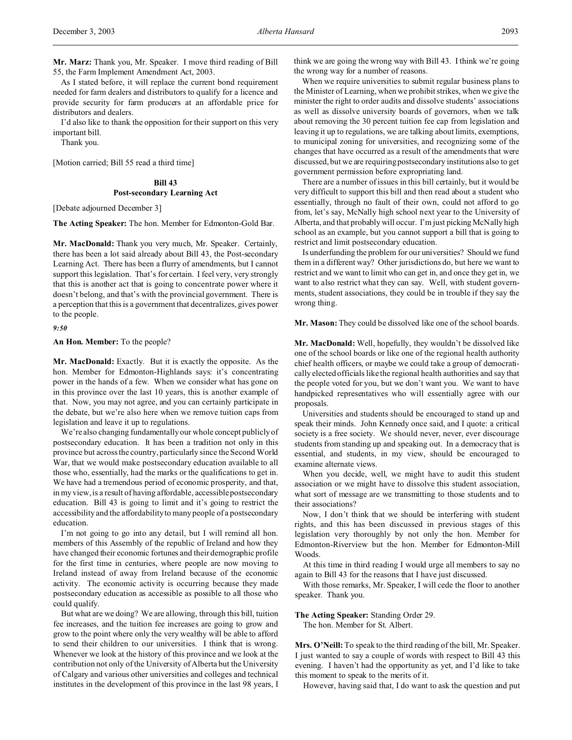**Mr. Marz:** Thank you, Mr. Speaker. I move third reading of Bill 55, the Farm Implement Amendment Act, 2003.

As I stated before, it will replace the current bond requirement needed for farm dealers and distributors to qualify for a licence and provide security for farm producers at an affordable price for distributors and dealers.

I'd also like to thank the opposition for their support on this very important bill.

Thank you.

[Motion carried; Bill 55 read a third time]

**Bill 43**
**Post-secondary Learning Act**

[Debate adjourned December 3]

**The Acting Speaker:** The hon. Member for Edmonton-Gold Bar.

**Mr. MacDonald:** Thank you very much, Mr. Speaker. Certainly, there has been a lot said already about Bill 43, the Post-secondary Learning Act. There has been a flurry of amendments, but I cannot support this legislation. That's for certain. I feel very, very strongly that this is another act that is going to concentrate power where it doesn't belong, and that's with the provincial government. There is a perception that this is a government that decentralizes, gives power to the people.

*9:50*

**An Hon. Member:** To the people?

**Mr. MacDonald:** Exactly. But it is exactly the opposite. As the hon. Member for Edmonton-Highlands says: it's concentrating power in the hands of a few. When we consider what has gone on in this province over the last 10 years, this is another example of that. Now, you may not agree, and you can certainly participate in the debate, but we're also here when we remove tuition caps from legislation and leave it up to regulations.

We're also changing fundamentally our whole concept publicly of postsecondary education. It has been a tradition not only in this province but across the country, particularly since the Second World War, that we would make postsecondary education available to all those who, essentially, had the marks or the qualifications to get in. We have had a tremendous period of economic prosperity, and that, in my view, is a result of having affordable, accessible postsecondary education. Bill 43 is going to limit and it's going to restrict the accessibility and the affordability to many people of a postsecondary education.

I'm not going to go into any detail, but I will remind all hon. members of this Assembly of the republic of Ireland and how they have changed their economic fortunes and their demographic profile for the first time in centuries, where people are now moving to Ireland instead of away from Ireland because of the economic activity. The economic activity is occurring because they made postsecondary education as accessible as possible to all those who could qualify.

But what are we doing? We are allowing, through this bill, tuition fee increases, and the tuition fee increases are going to grow and grow to the point where only the very wealthy will be able to afford to send their children to our universities. I think that is wrong. Whenever we look at the history of this province and we look at the contribution not only of the University of Alberta but the University of Calgary and various other universities and colleges and technical institutes in the development of this province in the last 98 years, I think we are going the wrong way with Bill 43. I think we're going the wrong way for a number of reasons.

When we require universities to submit regular business plans to the Minister of Learning, when we prohibit strikes, when we give the minister the right to order audits and dissolve students' associations as well as dissolve university boards of governors, when we talk about removing the 30 percent tuition fee cap from legislation and leaving it up to regulations, we are talking about limits, exemptions, to municipal zoning for universities, and recognizing some of the changes that have occurred as a result of the amendments that were discussed, but we are requiring postsecondary institutions also to get government permission before expropriating land.

There are a number of issues in this bill certainly, but it would be very difficult to support this bill and then read about a student who essentially, through no fault of their own, could not afford to go from, let's say, McNally high school next year to the University of Alberta, and that probably will occur. I'm just picking McNally high school as an example, but you cannot support a bill that is going to restrict and limit postsecondary education.

Is underfunding the problem for our universities? Should we fund them in a different way? Other jurisdictions do, but here we want to restrict and we want to limit who can get in, and once they get in, we want to also restrict what they can say. Well, with student governments, student associations, they could be in trouble if they say the wrong thing.

**Mr. Mason:** They could be dissolved like one of the school boards.

**Mr. MacDonald:** Well, hopefully, they wouldn't be dissolved like one of the school boards or like one of the regional health authority chief health officers, or maybe we could take a group of democratically elected officials like the regional health authorities and say that the people voted for you, but we don't want you. We want to have handpicked representatives who will essentially agree with our proposals.

Universities and students should be encouraged to stand up and speak their minds. John Kennedy once said, and I quote: a critical society is a free society. We should never, never, ever discourage students from standing up and speaking out. In a democracy that is essential, and students, in my view, should be encouraged to examine alternate views.

When you decide, well, we might have to audit this student association or we might have to dissolve this student association, what sort of message are we transmitting to those students and to their associations?

Now, I don't think that we should be interfering with student rights, and this has been discussed in previous stages of this legislation very thoroughly by not only the hon. Member for Edmonton-Riverview but the hon. Member for Edmonton-Mill Woods.

At this time in third reading I would urge all members to say no again to Bill 43 for the reasons that I have just discussed.

With those remarks, Mr. Speaker, I will cede the floor to another speaker. Thank you.

**The Acting Speaker:** Standing Order 29.

The hon. Member for St. Albert.

**Mrs. O'Neill:** To speak to the third reading of the bill, Mr. Speaker. I just wanted to say a couple of words with respect to Bill 43 this evening. I haven't had the opportunity as yet, and I'd like to take this moment to speak to the merits of it.

However, having said that, I do want to ask the question and put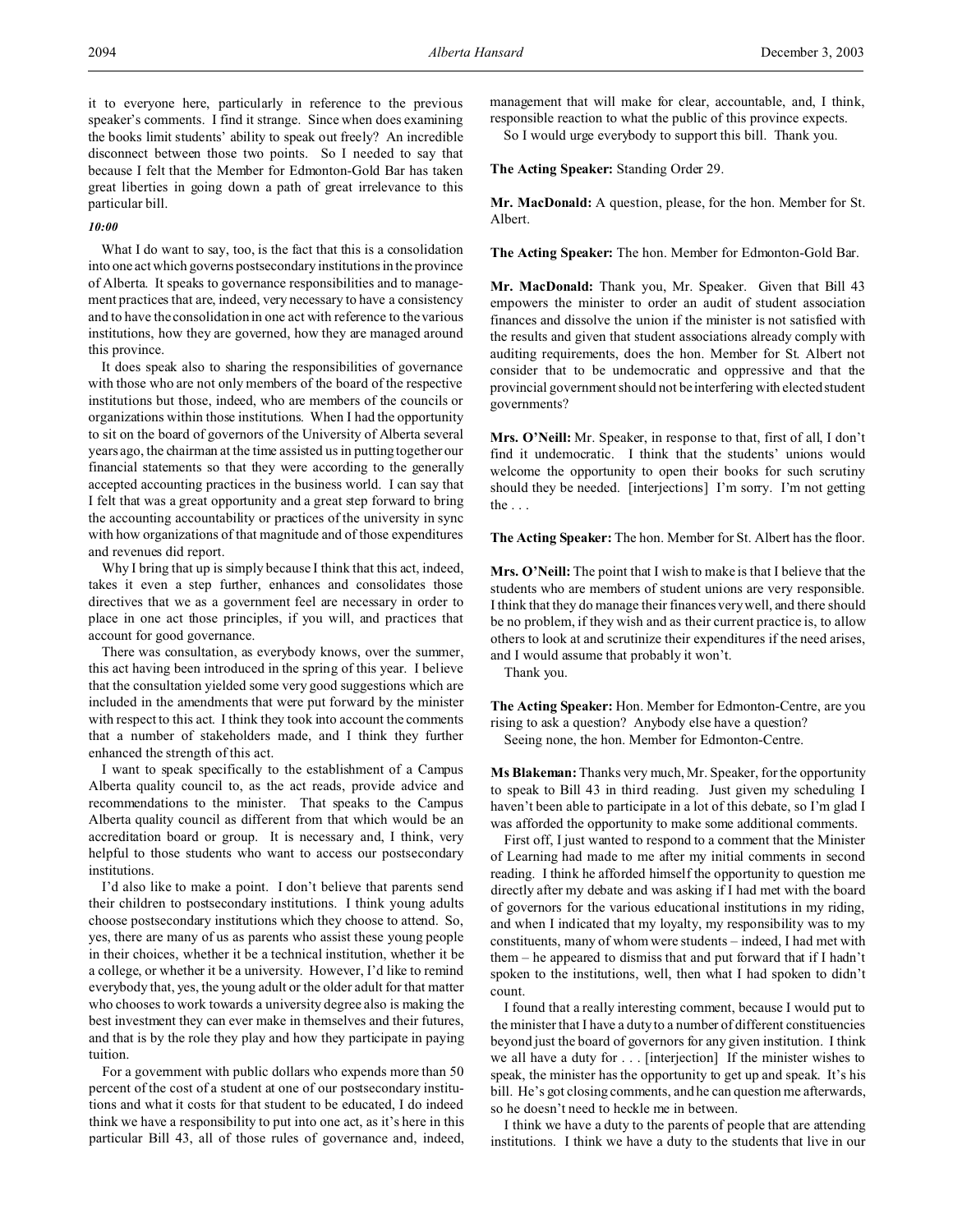it to everyone here, particularly in reference to the previous speaker's comments. I find it strange. Since when does examining the books limit students' ability to speak out freely? An incredible disconnect between those two points. So I needed to say that because I felt that the Member for Edmonton-Gold Bar has taken great liberties in going down a path of great irrelevance to this particular bill.

*10:00*

What I do want to say, too, is the fact that this is a consolidation into one act which governs postsecondary institutions in the province of Alberta. It speaks to governance responsibilities and to management practices that are, indeed, very necessary to have a consistency and to have the consolidation in one act with reference to the various institutions, how they are governed, how they are managed around this province.

It does speak also to sharing the responsibilities of governance with those who are not only members of the board of the respective institutions but those, indeed, who are members of the councils or organizations within those institutions. When I had the opportunity to sit on the board of governors of the University of Alberta several years ago, the chairman at the time assisted us in putting together our financial statements so that they were according to the generally accepted accounting practices in the business world. I can say that I felt that was a great opportunity and a great step forward to bring the accounting accountability or practices of the university in sync with how organizations of that magnitude and of those expenditures and revenues did report.

Why I bring that up is simply because I think that this act, indeed, takes it even a step further, enhances and consolidates those directives that we as a government feel are necessary in order to place in one act those principles, if you will, and practices that account for good governance.

There was consultation, as everybody knows, over the summer, this act having been introduced in the spring of this year. I believe that the consultation yielded some very good suggestions which are included in the amendments that were put forward by the minister with respect to this act. I think they took into account the comments that a number of stakeholders made, and I think they further enhanced the strength of this act.

I want to speak specifically to the establishment of a Campus Alberta quality council to, as the act reads, provide advice and recommendations to the minister. That speaks to the Campus Alberta quality council as different from that which would be an accreditation board or group. It is necessary and, I think, very helpful to those students who want to access our postsecondary institutions.

I'd also like to make a point. I don't believe that parents send their children to postsecondary institutions. I think young adults choose postsecondary institutions which they choose to attend. So, yes, there are many of us as parents who assist these young people in their choices, whether it be a technical institution, whether it be a college, or whether it be a university. However, I'd like to remind everybody that, yes, the young adult or the older adult for that matter who chooses to work towards a university degree also is making the best investment they can ever make in themselves and their futures, and that is by the role they play and how they participate in paying tuition.

For a government with public dollars who expends more than 50 percent of the cost of a student at one of our postsecondary institutions and what it costs for that student to be educated, I do indeed think we have a responsibility to put into one act, as it's here in this particular Bill 43, all of those rules of governance and, indeed, management that will make for clear, accountable, and, I think, responsible reaction to what the public of this province expects.

So I would urge everybody to support this bill. Thank you.

**The Acting Speaker:** Standing Order 29.

**Mr. MacDonald:** A question, please, for the hon. Member for St. Albert.

**The Acting Speaker:** The hon. Member for Edmonton-Gold Bar.

**Mr. MacDonald:** Thank you, Mr. Speaker. Given that Bill 43 empowers the minister to order an audit of student association finances and dissolve the union if the minister is not satisfied with the results and given that student associations already comply with auditing requirements, does the hon. Member for St. Albert not consider that to be undemocratic and oppressive and that the provincial government should not be interfering with elected student governments?

**Mrs. O'Neill:** Mr. Speaker, in response to that, first of all, I don't find it undemocratic. I think that the students' unions would welcome the opportunity to open their books for such scrutiny should they be needed. [interjections] I'm sorry. I'm not getting the . . .

**The Acting Speaker:** The hon. Member for St. Albert has the floor.

**Mrs. O'Neill:** The point that I wish to make is that I believe that the students who are members of student unions are very responsible. I think that they do manage their finances very well, and there should be no problem, if they wish and as their current practice is, to allow others to look at and scrutinize their expenditures if the need arises, and I would assume that probably it won't.

Thank you.

**The Acting Speaker:** Hon. Member for Edmonton-Centre, are you rising to ask a question? Anybody else have a question?

Seeing none, the hon. Member for Edmonton-Centre.

**Ms Blakeman:** Thanks very much, Mr. Speaker, for the opportunity to speak to Bill 43 in third reading. Just given my scheduling I haven't been able to participate in a lot of this debate, so I'm glad I was afforded the opportunity to make some additional comments.

First off, I just wanted to respond to a comment that the Minister of Learning had made to me after my initial comments in second reading. I think he afforded himself the opportunity to question me directly after my debate and was asking if I had met with the board of governors for the various educational institutions in my riding, and when I indicated that my loyalty, my responsibility was to my constituents, many of whom were students – indeed, I had met with them – he appeared to dismiss that and put forward that if I hadn't spoken to the institutions, well, then what I had spoken to didn't count.

I found that a really interesting comment, because I would put to the minister that I have a duty to a number of different constituencies beyond just the board of governors for any given institution. I think we all have a duty for . . . [interjection] If the minister wishes to speak, the minister has the opportunity to get up and speak. It's his bill. He's got closing comments, and he can question me afterwards, so he doesn't need to heckle me in between.

I think we have a duty to the parents of people that are attending institutions. I think we have a duty to the students that live in our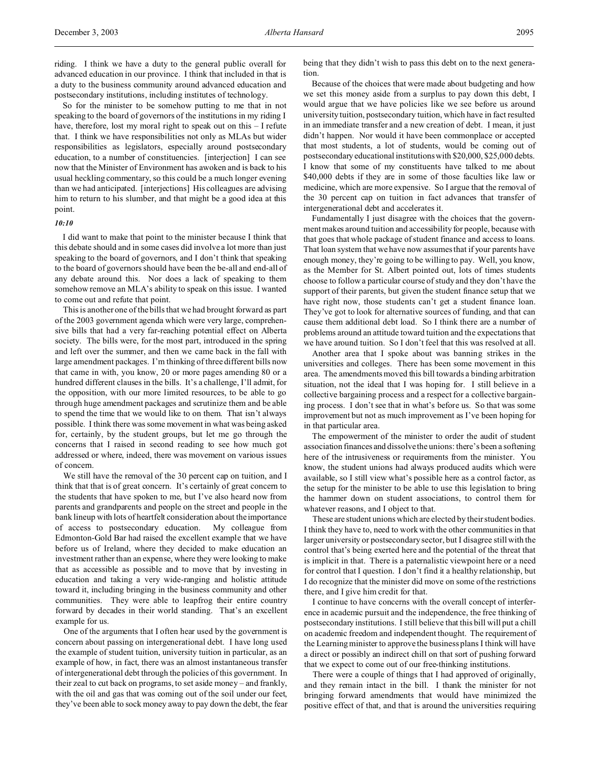riding. I think we have a duty to the general public overall for advanced education in our province. I think that included in that is a duty to the business community around advanced education and postsecondary institutions, including institutes of technology.

So for the minister to be somehow putting to me that in not speaking to the board of governors of the institutions in my riding I have, therefore, lost my moral right to speak out on this – I refute that. I think we have responsibilities not only as MLAs but wider responsibilities as legislators, especially around postsecondary education, to a number of constituencies. [interjection] I can see now that the Minister of Environment has awoken and is back to his usual heckling commentary, so this could be a much longer evening than we had anticipated. [interjections] His colleagues are advising him to return to his slumber, and that might be a good idea at this point.

*10:10*

I did want to make that point to the minister because I think that this debate should and in some cases did involve a lot more than just speaking to the board of governors, and I don't think that speaking to the board of governors should have been the be-all and end-all of any debate around this. Nor does a lack of speaking to them somehow remove an MLA's ability to speak on this issue. I wanted to come out and refute that point.

This is another one of the bills that we had brought forward as part of the 2003 government agenda which were very large, comprehensive bills that had a very far-reaching potential effect on Alberta society. The bills were, for the most part, introduced in the spring and left over the summer, and then we came back in the fall with large amendment packages. I'm thinking of three different bills now that came in with, you know, 20 or more pages amending 80 or a hundred different clauses in the bills. It's a challenge, I'll admit, for the opposition, with our more limited resources, to be able to go through huge amendment packages and scrutinize them and be able to spend the time that we would like to on them. That isn't always possible. I think there was some movement in what was being asked for, certainly, by the student groups, but let me go through the concerns that I raised in second reading to see how much got addressed or where, indeed, there was movement on various issues of concern.

We still have the removal of the 30 percent cap on tuition, and I think that that is of great concern. It's certainly of great concern to the students that have spoken to me, but I've also heard now from parents and grandparents and people on the street and people in the bank lineup with lots of heartfelt consideration about the importance of access to postsecondary education. My colleague from Edmonton-Gold Bar had raised the excellent example that we have before us of Ireland, where they decided to make education an investment rather than an expense, where they were looking to make that as accessible as possible and to move that by investing in education and taking a very wide-ranging and holistic attitude toward it, including bringing in the business community and other communities. They were able to leapfrog their entire country forward by decades in their world standing. That's an excellent example for us.

One of the arguments that I often hear used by the government is concern about passing on intergenerational debt. I have long used the example of student tuition, university tuition in particular, as an example of how, in fact, there was an almost instantaneous transfer of intergenerational debt through the policies of this government. In their zeal to cut back on programs, to set aside money – and frankly, with the oil and gas that was coming out of the soil under our feet, they've been able to sock money away to pay down the debt, the fear being that they didn't wish to pass this debt on to the next generation.

Because of the choices that were made about budgeting and how we set this money aside from a surplus to pay down this debt, I would argue that we have policies like we see before us around university tuition, postsecondary tuition, which have in fact resulted in an immediate transfer and a new creation of debt. I mean, it just didn't happen. Nor would it have been commonplace or accepted that most students, a lot of students, would be coming out of postsecondary educational institutions with $20,000, $25,000 debts. I know that some of my constituents have talked to me about $40,000 debts if they are in some of those faculties like law or medicine, which are more expensive. So I argue that the removal of the 30 percent cap on tuition in fact advances that transfer of intergenerational debt and accelerates it.

Fundamentally I just disagree with the choices that the government makes around tuition and accessibility for people, because with that goes that whole package of student finance and access to loans. That loan system that we have now assumes that if your parents have enough money, they're going to be willing to pay. Well, you know, as the Member for St. Albert pointed out, lots of times students choose to follow a particular course of study and they don't have the support of their parents, but given the student finance setup that we have right now, those students can't get a student finance loan. They've got to look for alternative sources of funding, and that can cause them additional debt load. So I think there are a number of problems around an attitude toward tuition and the expectations that we have around tuition. So I don't feel that this was resolved at all.

Another area that I spoke about was banning strikes in the universities and colleges. There has been some movement in this area. The amendments moved this bill towards a binding arbitration situation, not the ideal that I was hoping for. I still believe in a collective bargaining process and a respect for a collective bargaining process. I don't see that in what's before us. So that was some improvement but not as much improvement as I've been hoping for in that particular area.

The empowerment of the minister to order the audit of student association finances and dissolve the unions: there's been a softening here of the intrusiveness or requirements from the minister. You know, the student unions had always produced audits which were available, so I still view what's possible here as a control factor, as the setup for the minister to be able to use this legislation to bring the hammer down on student associations, to control them for whatever reasons, and I object to that.

These are student unions which are elected by their student bodies. I think they have to, need to work with the other communities in that larger university or postsecondary sector, but I disagree still with the control that's being exerted here and the potential of the threat that is implicit in that. There is a paternalistic viewpoint here or a need for control that I question. I don't find it a healthy relationship, but I do recognize that the minister did move on some of the restrictions there, and I give him credit for that.

I continue to have concerns with the overall concept of interference in academic pursuit and the independence, the free thinking of postsecondary institutions. I still believe that this bill will put a chill on academic freedom and independent thought. The requirement of the Learning minister to approve the business plans I think will have a direct or possibly an indirect chill on that sort of pushing forward that we expect to come out of our free-thinking institutions.

There were a couple of things that I had approved of originally, and they remain intact in the bill. I thank the minister for not bringing forward amendments that would have minimized the positive effect of that, and that is around the universities requiring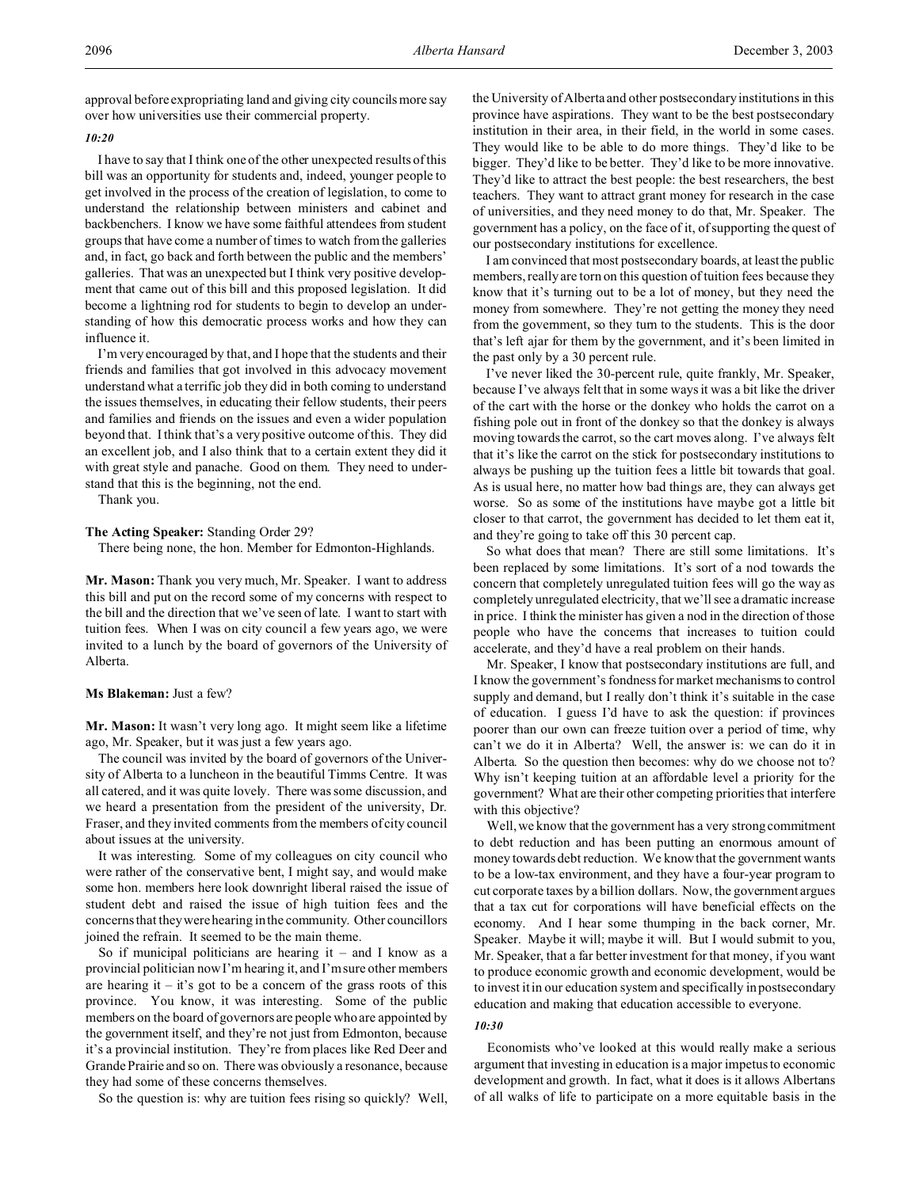approval before expropriating land and giving city councils more say over how universities use their commercial property.

*10:20*

I have to say that I think one of the other unexpected results of this bill was an opportunity for students and, indeed, younger people to get involved in the process of the creation of legislation, to come to understand the relationship between ministers and cabinet and backbenchers. I know we have some faithful attendees from student groups that have come a number of times to watch from the galleries and, in fact, go back and forth between the public and the members' galleries. That was an unexpected but I think very positive development that came out of this bill and this proposed legislation. It did become a lightning rod for students to begin to develop an understanding of how this democratic process works and how they can influence it.

I'm very encouraged by that, and I hope that the students and their friends and families that got involved in this advocacy movement understand what a terrific job they did in both coming to understand the issues themselves, in educating their fellow students, their peers and families and friends on the issues and even a wider population beyond that. I think that's a very positive outcome of this. They did an excellent job, and I also think that to a certain extent they did it with great style and panache. Good on them. They need to understand that this is the beginning, not the end.

Thank you.

**The Acting Speaker:** Standing Order 29?

There being none, the hon. Member for Edmonton-Highlands.

**Mr. Mason:** Thank you very much, Mr. Speaker. I want to address this bill and put on the record some of my concerns with respect to the bill and the direction that we've seen of late. I want to start with tuition fees. When I was on city council a few years ago, we were invited to a lunch by the board of governors of the University of Alberta.

**Ms Blakeman:** Just a few?

**Mr. Mason:** It wasn't very long ago. It might seem like a lifetime ago, Mr. Speaker, but it was just a few years ago.

The council was invited by the board of governors of the University of Alberta to a luncheon in the beautiful Timms Centre. It was all catered, and it was quite lovely. There was some discussion, and we heard a presentation from the president of the university, Dr. Fraser, and they invited comments from the members of city council about issues at the university.

It was interesting. Some of my colleagues on city council who were rather of the conservative bent, I might say, and would make some hon. members here look downright liberal raised the issue of student debt and raised the issue of high tuition fees and the concerns that they were hearing in the community. Other councillors joined the refrain. It seemed to be the main theme.

So if municipal politicians are hearing it – and I know as a provincial politician now I'm hearing it, and I'm sure other members are hearing it – it's got to be a concern of the grass roots of this province. You know, it was interesting. Some of the public members on the board of governors are people who are appointed by the government itself, and they're not just from Edmonton, because it's a provincial institution. They're from places like Red Deer and Grande Prairie and so on. There was obviously a resonance, because they had some of these concerns themselves.

So the question is: why are tuition fees rising so quickly? Well, the University of Alberta and other postsecondary institutions in this province have aspirations. They want to be the best postsecondary institution in their area, in their field, in the world in some cases. They would like to be able to do more things. They'd like to be bigger. They'd like to be better. They'd like to be more innovative. They'd like to attract the best people: the best researchers, the best teachers. They want to attract grant money for research in the case of universities, and they need money to do that, Mr. Speaker. The government has a policy, on the face of it, of supporting the quest of our postsecondary institutions for excellence.

I am convinced that most postsecondary boards, at least the public members, really are torn on this question of tuition fees because they know that it's turning out to be a lot of money, but they need the money from somewhere. They're not getting the money they need from the government, so they turn to the students. This is the door that's left ajar for them by the government, and it's been limited in the past only by a 30 percent rule.

I've never liked the 30-percent rule, quite frankly, Mr. Speaker, because I've always felt that in some ways it was a bit like the driver of the cart with the horse or the donkey who holds the carrot on a fishing pole out in front of the donkey so that the donkey is always moving towards the carrot, so the cart moves along. I've always felt that it's like the carrot on the stick for postsecondary institutions to always be pushing up the tuition fees a little bit towards that goal. As is usual here, no matter how bad things are, they can always get worse. So as some of the institutions have maybe got a little bit closer to that carrot, the government has decided to let them eat it, and they're going to take off this 30 percent cap.

So what does that mean? There are still some limitations. It's been replaced by some limitations. It's sort of a nod towards the concern that completely unregulated tuition fees will go the way as completely unregulated electricity, that we'll see a dramatic increase in price. I think the minister has given a nod in the direction of those people who have the concerns that increases to tuition could accelerate, and they'd have a real problem on their hands.

Mr. Speaker, I know that postsecondary institutions are full, and I know the government's fondness for market mechanisms to control supply and demand, but I really don't think it's suitable in the case of education. I guess I'd have to ask the question: if provinces poorer than our own can freeze tuition over a period of time, why can't we do it in Alberta? Well, the answer is: we can do it in Alberta. So the question then becomes: why do we choose not to? Why isn't keeping tuition at an affordable level a priority for the government? What are their other competing priorities that interfere with this objective?

Well, we know that the government has a very strong commitment to debt reduction and has been putting an enormous amount of money towards debt reduction. We know that the government wants to be a low-tax environment, and they have a four-year program to cut corporate taxes by a billion dollars. Now, the government argues that a tax cut for corporations will have beneficial effects on the economy. And I hear some thumping in the back corner, Mr. Speaker. Maybe it will; maybe it will. But I would submit to you, Mr. Speaker, that a far better investment for that money, if you want to produce economic growth and economic development, would be to invest it in our education system and specifically in postsecondary education and making that education accessible to everyone.

*10:30*

Economists who've looked at this would really make a serious argument that investing in education is a major impetus to economic development and growth. In fact, what it does is it allows Albertans of all walks of life to participate on a more equitable basis in the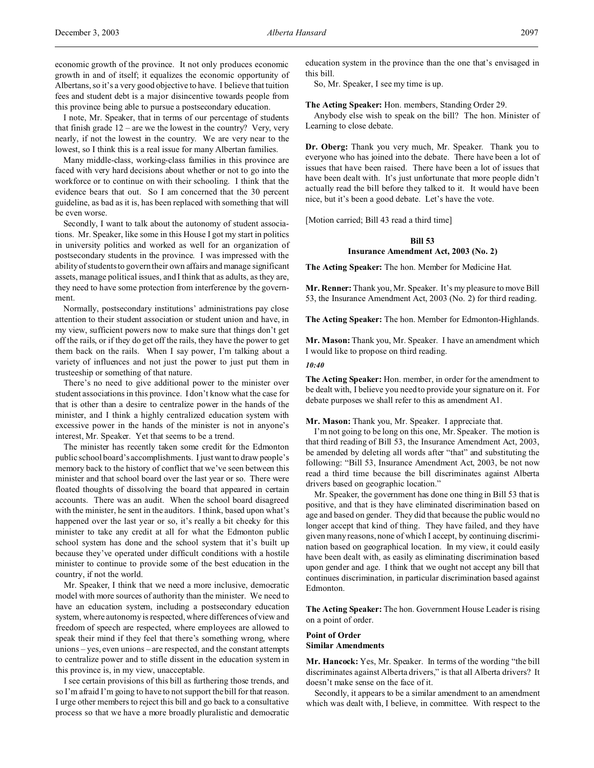economic growth of the province. It not only produces economic growth in and of itself; it equalizes the economic opportunity of Albertans, so it's a very good objective to have. I believe that tuition fees and student debt is a major disincentive towards people from this province being able to pursue a postsecondary education.

I note, Mr. Speaker, that in terms of our percentage of students that finish grade 12 – are we the lowest in the country? Very, very nearly, if not the lowest in the country. We are very near to the lowest, so I think this is a real issue for many Albertan families.

Many middle-class, working-class families in this province are faced with very hard decisions about whether or not to go into the workforce or to continue on with their schooling. I think that the evidence bears that out. So I am concerned that the 30 percent guideline, as bad as it is, has been replaced with something that will be even worse.

Secondly, I want to talk about the autonomy of student associations. Mr. Speaker, like some in this House I got my start in politics in university politics and worked as well for an organization of postsecondary students in the province. I was impressed with the ability of students to govern their own affairs and manage significant assets, manage political issues, and I think that as adults, as they are, they need to have some protection from interference by the government.

Normally, postsecondary institutions' administrations pay close attention to their student association or student union and have, in my view, sufficient powers now to make sure that things don't get off the rails, or if they do get off the rails, they have the power to get them back on the rails. When I say power, I'm talking about a variety of influences and not just the power to just put them in trusteeship or something of that nature.

There's no need to give additional power to the minister over student associations in this province. I don't know what the case for that is other than a desire to centralize power in the hands of the minister, and I think a highly centralized education system with excessive power in the hands of the minister is not in anyone's interest, Mr. Speaker. Yet that seems to be a trend.

The minister has recently taken some credit for the Edmonton public school board's accomplishments. I just want to draw people's memory back to the history of conflict that we've seen between this minister and that school board over the last year or so. There were floated thoughts of dissolving the board that appeared in certain accounts. There was an audit. When the school board disagreed with the minister, he sent in the auditors. I think, based upon what's happened over the last year or so, it's really a bit cheeky for this minister to take any credit at all for what the Edmonton public school system has done and the school system that it's built up because they've operated under difficult conditions with a hostile minister to continue to provide some of the best education in the country, if not the world.

Mr. Speaker, I think that we need a more inclusive, democratic model with more sources of authority than the minister. We need to have an education system, including a postsecondary education system, where autonomy is respected, where differences of view and freedom of speech are respected, where employees are allowed to speak their mind if they feel that there's something wrong, where unions – yes, even unions – are respected, and the constant attempts to centralize power and to stifle dissent in the education system in this province is, in my view, unacceptable.

I see certain provisions of this bill as furthering those trends, and so I'm afraid I'm going to have to not support the bill for that reason. I urge other members to reject this bill and go back to a consultative process so that we have a more broadly pluralistic and democratic education system in the province than the one that's envisaged in this bill.

So, Mr. Speaker, I see my time is up.

**The Acting Speaker:** Hon. members, Standing Order 29.

Anybody else wish to speak on the bill? The hon. Minister of Learning to close debate.

**Dr. Oberg:** Thank you very much, Mr. Speaker. Thank you to everyone who has joined into the debate. There have been a lot of issues that have been raised. There have been a lot of issues that have been dealt with. It's just unfortunate that more people didn't actually read the bill before they talked to it. It would have been nice, but it's been a good debate. Let's have the vote.

[Motion carried; Bill 43 read a third time]

### Bill 53
### Insurance Amendment Act, 2003 (No. 2)

**The Acting Speaker:** The hon. Member for Medicine Hat.

**Mr. Renner:** Thank you, Mr. Speaker. It's my pleasure to move Bill 53, the Insurance Amendment Act, 2003 (No. 2) for third reading.

**The Acting Speaker:** The hon. Member for Edmonton-Highlands.

**Mr. Mason:** Thank you, Mr. Speaker. I have an amendment which I would like to propose on third reading.

*10:40*

**The Acting Speaker:** Hon. member, in order for the amendment to be dealt with, I believe you need to provide your signature on it. For debate purposes we shall refer to this as amendment A1.

**Mr. Mason:** Thank you, Mr. Speaker. I appreciate that.

I'm not going to be long on this one, Mr. Speaker. The motion is that third reading of Bill 53, the Insurance Amendment Act, 2003, be amended by deleting all words after "that" and substituting the following: "Bill 53, Insurance Amendment Act, 2003, be not now read a third time because the bill discriminates against Alberta drivers based on geographic location."

Mr. Speaker, the government has done one thing in Bill 53 that is positive, and that is they have eliminated discrimination based on age and based on gender. They did that because the public would no longer accept that kind of thing. They have failed, and they have given many reasons, none of which I accept, by continuing discrimination based on geographical location. In my view, it could easily have been dealt with, as easily as eliminating discrimination based upon gender and age. I think that we ought not accept any bill that continues discrimination, in particular discrimination based against Edmonton.

**The Acting Speaker:** The hon. Government House Leader is rising on a point of order.

#### Point of Order
#### Similar Amendments

**Mr. Hancock:** Yes, Mr. Speaker. In terms of the wording "the bill discriminates against Alberta drivers," is that all Alberta drivers? It doesn't make sense on the face of it.

Secondly, it appears to be a similar amendment to an amendment which was dealt with, I believe, in committee. With respect to the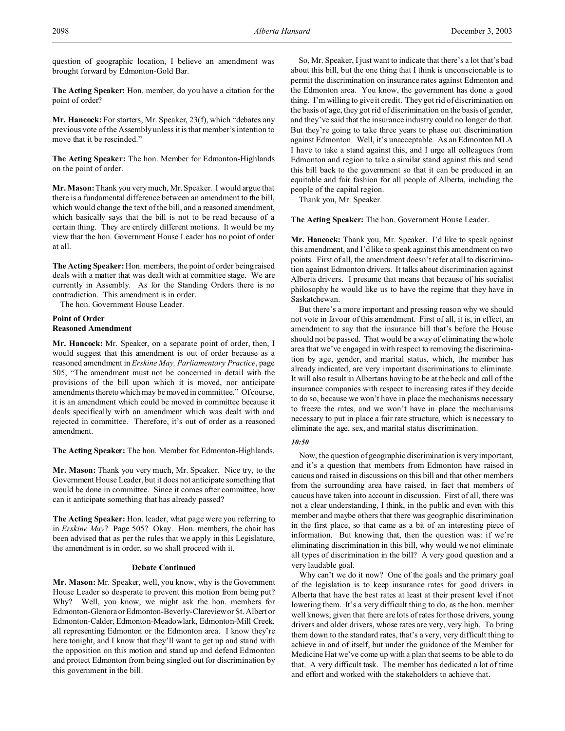question of geographic location, I believe an amendment was brought forward by Edmonton-Gold Bar.

**The Acting Speaker:** Hon. member, do you have a citation for the point of order?

**Mr. Hancock:** For starters, Mr. Speaker, 23(f), which "debates any previous vote of the Assembly unless it is that member's intention to move that it be rescinded."

**The Acting Speaker:** The hon. Member for Edmonton-Highlands on the point of order.

**Mr. Mason:** Thank you very much, Mr. Speaker. I would argue that there is a fundamental difference between an amendment to the bill, which would change the text of the bill, and a reasoned amendment, which basically says that the bill is not to be read because of a certain thing. They are entirely different motions. It would be my view that the hon. Government House Leader has no point of order at all.

**The Acting Speaker:** Hon. members, the point of order being raised deals with a matter that was dealt with at committee stage. We are currently in Assembly. As for the Standing Orders there is no contradiction. This amendment is in order.

The hon. Government House Leader.

**Point of Order**
**Reasoned Amendment**

**Mr. Hancock:** Mr. Speaker, on a separate point of order, then, I would suggest that this amendment is out of order because as a reasoned amendment in *Erskine May, Parliamentary Practice*, page 505, "The amendment must not be concerned in detail with the provisions of the bill upon which it is moved, nor anticipate amendments thereto which may be moved in committee." Of course, it is an amendment which could be moved in committee because it deals specifically with an amendment which was dealt with and rejected in committee. Therefore, it's out of order as a reasoned amendment.

**The Acting Speaker:** The hon. Member for Edmonton-Highlands.

**Mr. Mason:** Thank you very much, Mr. Speaker. Nice try, to the Government House Leader, but it does not anticipate something that would be done in committee. Since it comes after committee, how can it anticipate something that has already passed?

**The Acting Speaker:** Hon. leader, what page were you referring to in *Erskine May*? Page 505? Okay. Hon. members, the chair has been advised that as per the rules that we apply in this Legislature, the amendment is in order, so we shall proceed with it.

**Debate Continued**

**Mr. Mason:** Mr. Speaker, well, you know, why is the Government House Leader so desperate to prevent this motion from being put? Why? Well, you know, we might ask the hon. members for Edmonton-Glenora or Edmonton-Beverly-Clareview or St. Albert or Edmonton-Calder, Edmonton-Meadowlark, Edmonton-Mill Creek, all representing Edmonton or the Edmonton area. I know they're here tonight, and I know that they'll want to get up and stand with the opposition on this motion and stand up and defend Edmonton and protect Edmonton from being singled out for discrimination by this government in the bill.

So, Mr. Speaker, I just want to indicate that there's a lot that's bad about this bill, but the one thing that I think is unconscionable is to permit the discrimination on insurance rates against Edmonton and the Edmonton area. You know, the government has done a good thing. I'm willing to give it credit. They got rid of discrimination on the basis of age, they got rid of discrimination on the basis of gender, and they've said that the insurance industry could no longer do that. But they're going to take three years to phase out discrimination against Edmonton. Well, it's unacceptable. As an Edmonton MLA I have to take a stand against this, and I urge all colleagues from Edmonton and region to take a similar stand against this and send this bill back to the government so that it can be produced in an equitable and fair fashion for all people of Alberta, including the people of the capital region.

Thank you, Mr. Speaker.

**The Acting Speaker:** The hon. Government House Leader.

**Mr. Hancock:** Thank you, Mr. Speaker. I'd like to speak against this amendment, and I'd like to speak against this amendment on two points. First of all, the amendment doesn't refer at all to discrimination against Edmonton drivers. It talks about discrimination against Alberta drivers. I presume that means that because of his socialist philosophy he would like us to have the regime that they have in Saskatchewan.

But there's a more important and pressing reason why we should not vote in favour of this amendment. First of all, it is, in effect, an amendment to say that the insurance bill that's before the House should not be passed. That would be a way of eliminating the whole area that we've engaged in with respect to removing the discrimination by age, gender, and marital status, which, the member has already indicated, are very important discriminations to eliminate. It will also result in Albertans having to be at the beck and call of the insurance companies with respect to increasing rates if they decide to do so, because we won't have in place the mechanisms necessary to freeze the rates, and we won't have in place the mechanisms necessary to put in place a fair rate structure, which is necessary to eliminate the age, sex, and marital status discrimination.

*10:50*

Now, the question of geographic discrimination is very important, and it's a question that members from Edmonton have raised in caucus and raised in discussions on this bill and that other members from the surrounding area have raised, in fact that members of caucus have taken into account in discussion. First of all, there was not a clear understanding, I think, in the public and even with this member and maybe others that there was geographic discrimination in the first place, so that came as a bit of an interesting piece of information. But knowing that, then the question was: if we're eliminating discrimination in this bill, why would we not eliminate all types of discrimination in the bill? A very good question and a very laudable goal.

Why can't we do it now? One of the goals and the primary goal of the legislation is to keep insurance rates for good drivers in Alberta that have the best rates at least at their present level if not lowering them. It's a very difficult thing to do, as the hon. member well knows, given that there are lots of rates for those drivers, young drivers and older drivers, whose rates are very, very high. To bring them down to the standard rates, that's a very, very difficult thing to achieve in and of itself, but under the guidance of the Member for Medicine Hat we've come up with a plan that seems to be able to do that. A very difficult task. The member has dedicated a lot of time and effort and worked with the stakeholders to achieve that.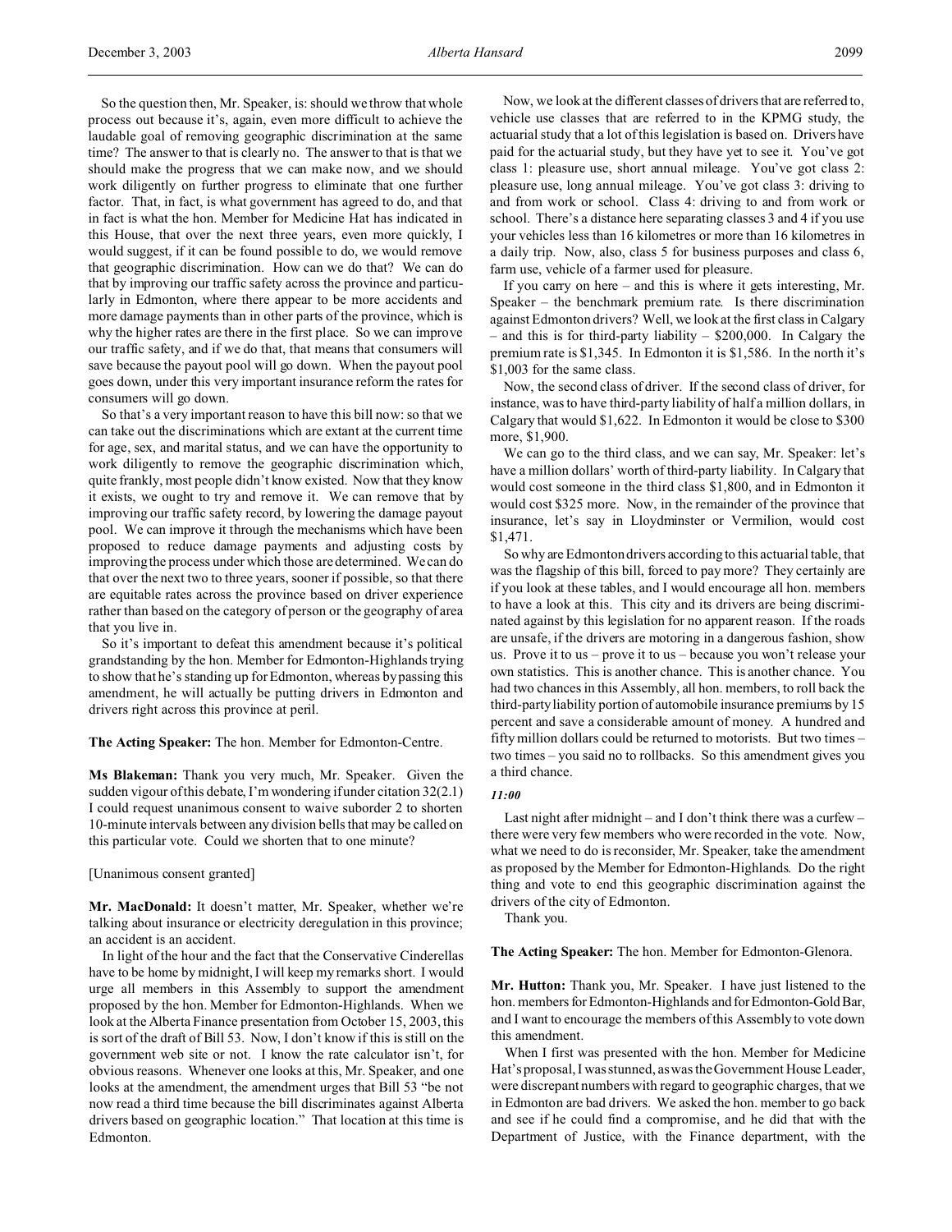So the question then, Mr. Speaker, is: should we throw that whole process out because it's, again, even more difficult to achieve the laudable goal of removing geographic discrimination at the same time? The answer to that is clearly no. The answer to that is that we should make the progress that we can make now, and we should work diligently on further progress to eliminate that one further factor. That, in fact, is what government has agreed to do, and that in fact is what the hon. Member for Medicine Hat has indicated in this House, that over the next three years, even more quickly, I would suggest, if it can be found possible to do, we would remove that geographic discrimination. How can we do that? We can do that by improving our traffic safety across the province and particularly in Edmonton, where there appear to be more accidents and more damage payments than in other parts of the province, which is why the higher rates are there in the first place. So we can improve our traffic safety, and if we do that, that means that consumers will save because the payout pool will go down. When the payout pool goes down, under this very important insurance reform the rates for consumers will go down.

So that's a very important reason to have this bill now: so that we can take out the discriminations which are extant at the current time for age, sex, and marital status, and we can have the opportunity to work diligently to remove the geographic discrimination which, quite frankly, most people didn't know existed. Now that they know it exists, we ought to try and remove it. We can remove that by improving our traffic safety record, by lowering the damage payout pool. We can improve it through the mechanisms which have been proposed to reduce damage payments and adjusting costs by improving the process under which those are determined. We can do that over the next two to three years, sooner if possible, so that there are equitable rates across the province based on driver experience rather than based on the category of person or the geography of area that you live in.

So it's important to defeat this amendment because it's political grandstanding by the hon. Member for Edmonton-Highlands trying to show that he's standing up for Edmonton, whereas by passing this amendment, he will actually be putting drivers in Edmonton and drivers right across this province at peril.

**The Acting Speaker:** The hon. Member for Edmonton-Centre.

**Ms Blakeman:** Thank you very much, Mr. Speaker. Given the sudden vigour of this debate, I'm wondering if under citation 32(2.1) I could request unanimous consent to waive suborder 2 to shorten 10-minute intervals between any division bells that may be called on this particular vote. Could we shorten that to one minute?

[Unanimous consent granted]

**Mr. MacDonald:** It doesn't matter, Mr. Speaker, whether we're talking about insurance or electricity deregulation in this province; an accident is an accident.

In light of the hour and the fact that the Conservative Cinderellas have to be home by midnight, I will keep my remarks short. I would urge all members in this Assembly to support the amendment proposed by the hon. Member for Edmonton-Highlands. When we look at the Alberta Finance presentation from October 15, 2003, this is sort of the draft of Bill 53. Now, I don't know if this is still on the government web site or not. I know the rate calculator isn't, for obvious reasons. Whenever one looks at this, Mr. Speaker, and one looks at the amendment, the amendment urges that Bill 53 "be not now read a third time because the bill discriminates against Alberta drivers based on geographic location." That location at this time is Edmonton.

Now, we look at the different classes of drivers that are referred to, vehicle use classes that are referred to in the KPMG study, the actuarial study that a lot of this legislation is based on. Drivers have paid for the actuarial study, but they have yet to see it. You've got class 1: pleasure use, short annual mileage. You've got class 2: pleasure use, long annual mileage. You've got class 3: driving to and from work or school. Class 4: driving to and from work or school. There's a distance here separating classes 3 and 4 if you use your vehicles less than 16 kilometres or more than 16 kilometres in a daily trip. Now, also, class 5 for business purposes and class 6, farm use, vehicle of a farmer used for pleasure.

If you carry on here – and this is where it gets interesting, Mr. Speaker – the benchmark premium rate. Is there discrimination against Edmonton drivers? Well, we look at the first class in Calgary – and this is for third-party liability – $200,000. In Calgary the premium rate is $1,345. In Edmonton it is $1,586. In the north it's $1,003 for the same class.

Now, the second class of driver. If the second class of driver, for instance, was to have third-party liability of half a million dollars, in Calgary that would $1,622. In Edmonton it would be close to $300 more, $1,900.

We can go to the third class, and we can say, Mr. Speaker: let's have a million dollars' worth of third-party liability. In Calgary that would cost someone in the third class $1,800, and in Edmonton it would cost $325 more. Now, in the remainder of the province that insurance, let's say in Lloydminster or Vermilion, would cost $1,471.

So why are Edmonton drivers according to this actuarial table, that was the flagship of this bill, forced to pay more? They certainly are if you look at these tables, and I would encourage all hon. members to have a look at this. This city and its drivers are being discriminated against by this legislation for no apparent reason. If the roads are unsafe, if the drivers are motoring in a dangerous fashion, show us. Prove it to us – prove it to us – because you won't release your own statistics. This is another chance. This is another chance. You had two chances in this Assembly, all hon. members, to roll back the third-party liability portion of automobile insurance premiums by 15 percent and save a considerable amount of money. A hundred and fifty million dollars could be returned to motorists. But two times – two times – you said no to rollbacks. So this amendment gives you a third chance.

*11:00*

Last night after midnight – and I don't think there was a curfew – there were very few members who were recorded in the vote. Now, what we need to do is reconsider, Mr. Speaker, take the amendment as proposed by the Member for Edmonton-Highlands. Do the right thing and vote to end this geographic discrimination against the drivers of the city of Edmonton.

Thank you.

**The Acting Speaker:** The hon. Member for Edmonton-Glenora.

**Mr. Hutton:** Thank you, Mr. Speaker. I have just listened to the hon. members for Edmonton-Highlands and for Edmonton-Gold Bar, and I want to encourage the members of this Assembly to vote down this amendment.

When I first was presented with the hon. Member for Medicine Hat's proposal, I was stunned, as was the Government House Leader, were discrepant numbers with regard to geographic charges, that we in Edmonton are bad drivers. We asked the hon. member to go back and see if he could find a compromise, and he did that with the Department of Justice, with the Finance department, with the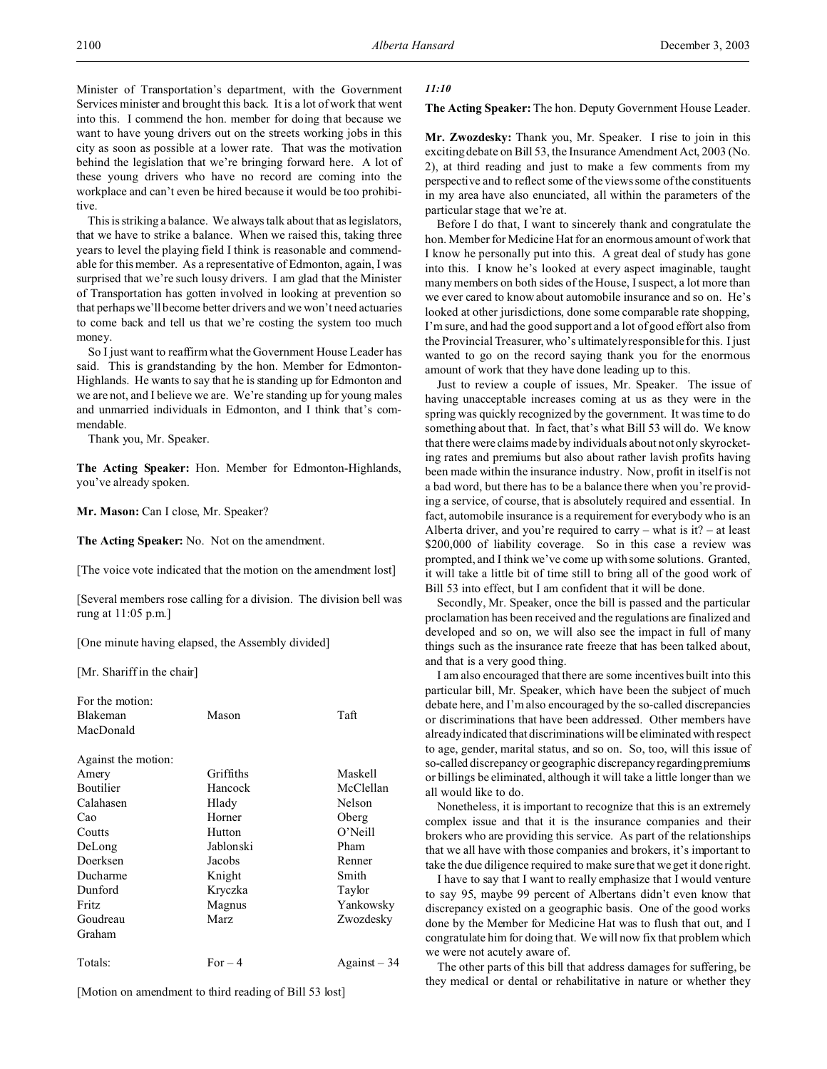Minister of Transportation's department, with the Government Services minister and brought this back. It is a lot of work that went into this. I commend the hon. member for doing that because we want to have young drivers out on the streets working jobs in this city as soon as possible at a lower rate. That was the motivation behind the legislation that we're bringing forward here. A lot of these young drivers who have no record are coming into the workplace and can't even be hired because it would be too prohibitive.

This is striking a balance. We always talk about that as legislators, that we have to strike a balance. When we raised this, taking three years to level the playing field I think is reasonable and commendable for this member. As a representative of Edmonton, again, I was surprised that we're such lousy drivers. I am glad that the Minister of Transportation has gotten involved in looking at prevention so that perhaps we'll become better drivers and we won't need actuaries to come back and tell us that we're costing the system too much money.

So I just want to reaffirm what the Government House Leader has said. This is grandstanding by the hon. Member for Edmonton-Highlands. He wants to say that he is standing up for Edmonton and we are not, and I believe we are. We're standing up for young males and unmarried individuals in Edmonton, and I think that's commendable.

Thank you, Mr. Speaker.

**The Acting Speaker:** Hon. Member for Edmonton-Highlands, you've already spoken.

**Mr. Mason:** Can I close, Mr. Speaker?

**The Acting Speaker:** No. Not on the amendment.

[The voice vote indicated that the motion on the amendment lost]

[Several members rose calling for a division. The division bell was rung at 11:05 p.m.]

[One minute having elapsed, the Assembly divided]

[Mr. Shariff in the chair]

For the motion:

| | | |
|---|---|---|
| Blakeman | Mason | Taft |
| MacDonald | | |

Against the motion:

| | | |
|---|---|---|
| Amery | Griffiths | Maskell |
| Boutilier | Hancock | McClellan |
| Calahasen | Hlady | Nelson |
| Cao | Horner | Oberg |
| Coutts | Hutton | O'Neill |
| DeLong | Jablonski | Pham |
| Doerksen | Jacobs | Renner |
| Ducharme | Knight | Smith |
| Dunford | Kryczka | Taylor |
| Fritz | Magnus | Yankowsky |
| Goudreau | Marz | Zwozdesky |
| Graham | | |

Totals: For – 4 Against – 34

[Motion on amendment to third reading of Bill 53 lost]

*11:10*

**The Acting Speaker:** The hon. Deputy Government House Leader.

**Mr. Zwozdesky:** Thank you, Mr. Speaker. I rise to join in this exciting debate on Bill 53, the Insurance Amendment Act, 2003 (No. 2), at third reading and just to make a few comments from my perspective and to reflect some of the views some of the constituents in my area have also enunciated, all within the parameters of the particular stage that we're at.

Before I do that, I want to sincerely thank and congratulate the hon. Member for Medicine Hat for an enormous amount of work that I know he personally put into this. A great deal of study has gone into this. I know he's looked at every aspect imaginable, taught many members on both sides of the House, I suspect, a lot more than we ever cared to know about automobile insurance and so on. He's looked at other jurisdictions, done some comparable rate shopping, I'm sure, and had the good support and a lot of good effort also from the Provincial Treasurer, who's ultimately responsible for this. I just wanted to go on the record saying thank you for the enormous amount of work that they have done leading up to this.

Just to review a couple of issues, Mr. Speaker. The issue of having unacceptable increases coming at us as they were in the spring was quickly recognized by the government. It was time to do something about that. In fact, that's what Bill 53 will do. We know that there were claims made by individuals about not only skyrocketing rates and premiums but also about rather lavish profits having been made within the insurance industry. Now, profit in itself is not a bad word, but there has to be a balance there when you're providing a service, of course, that is absolutely required and essential. In fact, automobile insurance is a requirement for everybody who is an Alberta driver, and you're required to carry – what is it? – at least $200,000 of liability coverage. So in this case a review was prompted, and I think we've come up with some solutions. Granted, it will take a little bit of time still to bring all of the good work of Bill 53 into effect, but I am confident that it will be done.

Secondly, Mr. Speaker, once the bill is passed and the particular proclamation has been received and the regulations are finalized and developed and so on, we will also see the impact in full of many things such as the insurance rate freeze that has been talked about, and that is a very good thing.

I am also encouraged that there are some incentives built into this particular bill, Mr. Speaker, which have been the subject of much debate here, and I'm also encouraged by the so-called discrepancies or discriminations that have been addressed. Other members have already indicated that discriminations will be eliminated with respect to age, gender, marital status, and so on. So, too, will this issue of so-called discrepancy or geographic discrepancy regarding premiums or billings be eliminated, although it will take a little longer than we all would like to do.

Nonetheless, it is important to recognize that this is an extremely complex issue and that it is the insurance companies and their brokers who are providing this service. As part of the relationships that we all have with those companies and brokers, it's important to take the due diligence required to make sure that we get it done right.

I have to say that I want to really emphasize that I would venture to say 95, maybe 99 percent of Albertans didn't even know that discrepancy existed on a geographic basis. One of the good works done by the Member for Medicine Hat was to flush that out, and I congratulate him for doing that. We will now fix that problem which we were not acutely aware of.

The other parts of this bill that address damages for suffering, be they medical or dental or rehabilitative in nature or whether they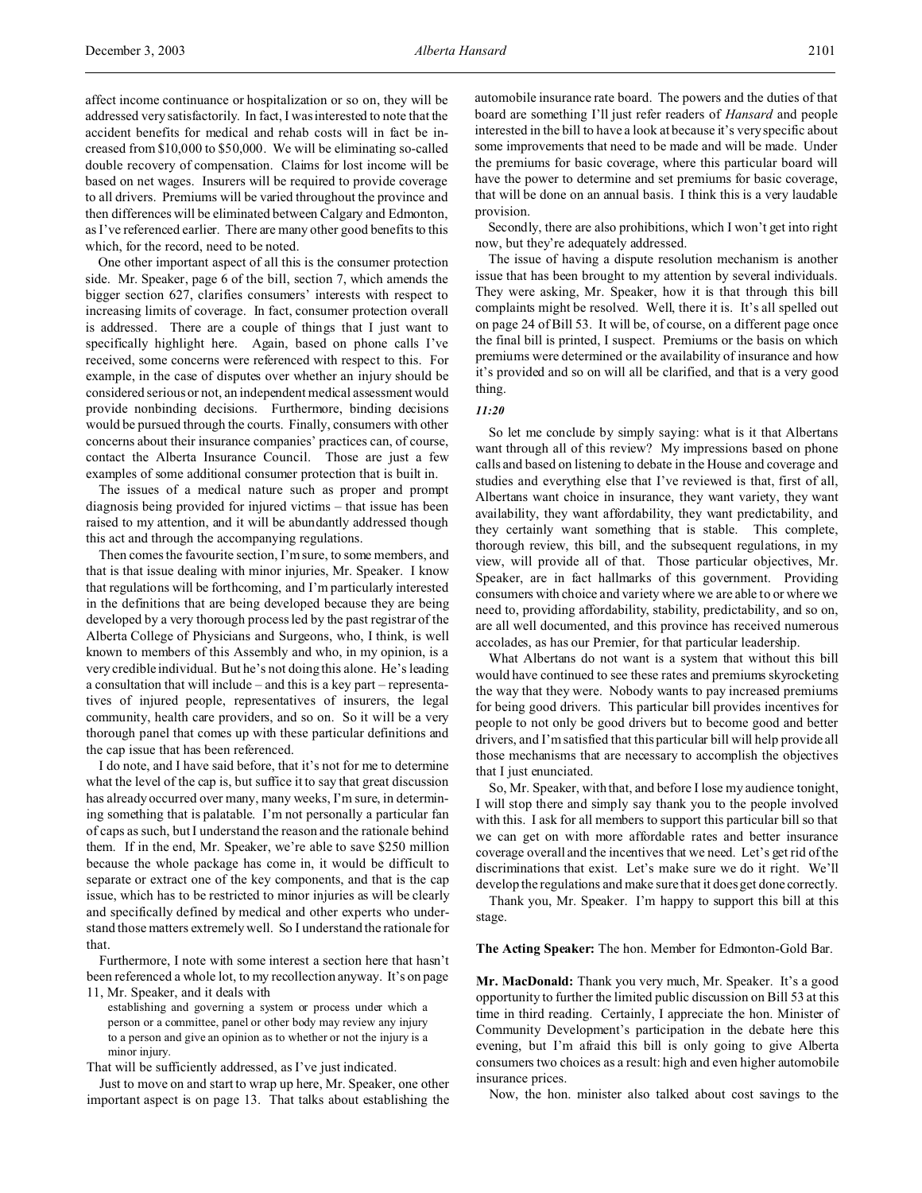affect income continuance or hospitalization or so on, they will be addressed very satisfactorily. In fact, I was interested to note that the accident benefits for medical and rehab costs will in fact be increased from $10,000 to $50,000. We will be eliminating so-called double recovery of compensation. Claims for lost income will be based on net wages. Insurers will be required to provide coverage to all drivers. Premiums will be varied throughout the province and then differences will be eliminated between Calgary and Edmonton, as I've referenced earlier. There are many other good benefits to this which, for the record, need to be noted.

One other important aspect of all this is the consumer protection side. Mr. Speaker, page 6 of the bill, section 7, which amends the bigger section 627, clarifies consumers' interests with respect to increasing limits of coverage. In fact, consumer protection overall is addressed. There are a couple of things that I just want to specifically highlight here. Again, based on phone calls I've received, some concerns were referenced with respect to this. For example, in the case of disputes over whether an injury should be considered serious or not, an independent medical assessment would provide nonbinding decisions. Furthermore, binding decisions would be pursued through the courts. Finally, consumers with other concerns about their insurance companies' practices can, of course, contact the Alberta Insurance Council. Those are just a few examples of some additional consumer protection that is built in.

The issues of a medical nature such as proper and prompt diagnosis being provided for injured victims – that issue has been raised to my attention, and it will be abundantly addressed though this act and through the accompanying regulations.

Then comes the favourite section, I'm sure, to some members, and that is that issue dealing with minor injuries, Mr. Speaker. I know that regulations will be forthcoming, and I'm particularly interested in the definitions that are being developed because they are being developed by a very thorough process led by the past registrar of the Alberta College of Physicians and Surgeons, who, I think, is well known to members of this Assembly and who, in my opinion, is a very credible individual. But he's not doing this alone. He's leading a consultation that will include – and this is a key part – representatives of injured people, representatives of insurers, the legal community, health care providers, and so on. So it will be a very thorough panel that comes up with these particular definitions and the cap issue that has been referenced.

I do note, and I have said before, that it's not for me to determine what the level of the cap is, but suffice it to say that great discussion has already occurred over many, many weeks, I'm sure, in determining something that is palatable. I'm not personally a particular fan of caps as such, but I understand the reason and the rationale behind them. If in the end, Mr. Speaker, we're able to save $250 million because the whole package has come in, it would be difficult to separate or extract one of the key components, and that is the cap issue, which has to be restricted to minor injuries as will be clearly and specifically defined by medical and other experts who understand those matters extremely well. So I understand the rationale for that.

Furthermore, I note with some interest a section here that hasn't been referenced a whole lot, to my recollection anyway. It's on page 11, Mr. Speaker, and it deals with

> establishing and governing a system or process under which a person or a committee, panel or other body may review any injury to a person and give an opinion as to whether or not the injury is a minor injury.

That will be sufficiently addressed, as I've just indicated.

Just to move on and start to wrap up here, Mr. Speaker, one other important aspect is on page 13. That talks about establishing the automobile insurance rate board. The powers and the duties of that board are something I'll just refer readers of *Hansard* and people interested in the bill to have a look at because it's very specific about some improvements that need to be made and will be made. Under the premiums for basic coverage, where this particular board will have the power to determine and set premiums for basic coverage, that will be done on an annual basis. I think this is a very laudable provision.

Secondly, there are also prohibitions, which I won't get into right now, but they're adequately addressed.

The issue of having a dispute resolution mechanism is another issue that has been brought to my attention by several individuals. They were asking, Mr. Speaker, how it is that through this bill complaints might be resolved. Well, there it is. It's all spelled out on page 24 of Bill 53. It will be, of course, on a different page once the final bill is printed, I suspect. Premiums or the basis on which premiums were determined or the availability of insurance and how it's provided and so on will all be clarified, and that is a very good thing.

*11:20*

So let me conclude by simply saying: what is it that Albertans want through all of this review? My impressions based on phone calls and based on listening to debate in the House and coverage and studies and everything else that I've reviewed is that, first of all, Albertans want choice in insurance, they want variety, they want availability, they want affordability, they want predictability, and they certainly want something that is stable. This complete, thorough review, this bill, and the subsequent regulations, in my view, will provide all of that. Those particular objectives, Mr. Speaker, are in fact hallmarks of this government. Providing consumers with choice and variety where we are able to or where we need to, providing affordability, stability, predictability, and so on, are all well documented, and this province has received numerous accolades, as has our Premier, for that particular leadership.

What Albertans do not want is a system that without this bill would have continued to see these rates and premiums skyrocketing the way that they were. Nobody wants to pay increased premiums for being good drivers. This particular bill provides incentives for people to not only be good drivers but to become good and better drivers, and I'm satisfied that this particular bill will help provide all those mechanisms that are necessary to accomplish the objectives that I just enunciated.

So, Mr. Speaker, with that, and before I lose my audience tonight, I will stop there and simply say thank you to the people involved with this. I ask for all members to support this particular bill so that we can get on with more affordable rates and better insurance coverage overall and the incentives that we need. Let's get rid of the discriminations that exist. Let's make sure we do it right. We'll develop the regulations and make sure that it does get done correctly.

Thank you, Mr. Speaker. I'm happy to support this bill at this stage.

**The Acting Speaker:** The hon. Member for Edmonton-Gold Bar.

**Mr. MacDonald:** Thank you very much, Mr. Speaker. It's a good opportunity to further the limited public discussion on Bill 53 at this time in third reading. Certainly, I appreciate the hon. Minister of Community Development's participation in the debate here this evening, but I'm afraid this bill is only going to give Alberta consumers two choices as a result: high and even higher automobile insurance prices.

Now, the hon. minister also talked about cost savings to the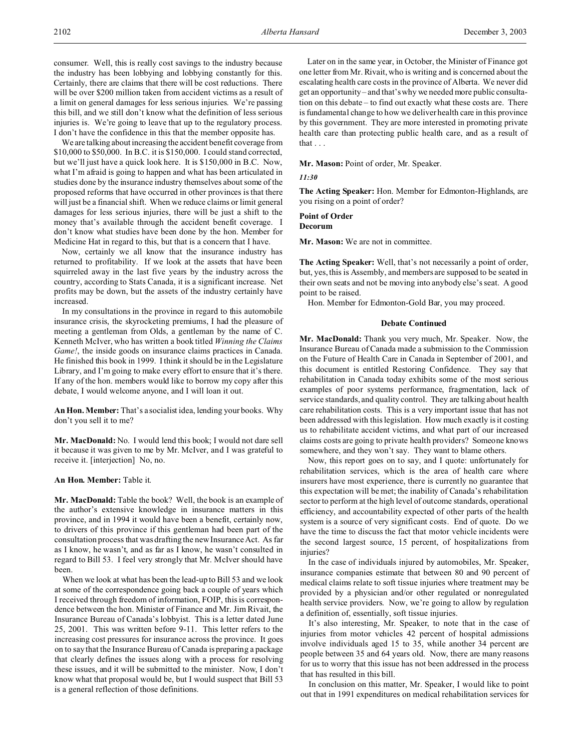consumer. Well, this is really cost savings to the industry because the industry has been lobbying and lobbying constantly for this. Certainly, there are claims that there will be cost reductions. There will be over $200 million taken from accident victims as a result of a limit on general damages for less serious injuries. We're passing this bill, and we still don't know what the definition of less serious injuries is. We're going to leave that up to the regulatory process. I don't have the confidence in this that the member opposite has.

We are talking about increasing the accident benefit coverage from $10,000 to $50,000. In B.C. it is $150,000. I could stand corrected, but we'll just have a quick look here. It is $150,000 in B.C. Now, what I'm afraid is going to happen and what has been articulated in studies done by the insurance industry themselves about some of the proposed reforms that have occurred in other provinces is that there will just be a financial shift. When we reduce claims or limit general damages for less serious injuries, there will be just a shift to the money that's available through the accident benefit coverage. I don't know what studies have been done by the hon. Member for Medicine Hat in regard to this, but that is a concern that I have.

Now, certainly we all know that the insurance industry has returned to profitability. If we look at the assets that have been squirreled away in the last five years by the industry across the country, according to Stats Canada, it is a significant increase. Net profits may be down, but the assets of the industry certainly have increased.

In my consultations in the province in regard to this automobile insurance crisis, the skyrocketing premiums, I had the pleasure of meeting a gentleman from Olds, a gentleman by the name of C. Kenneth McIver, who has written a book titled *Winning the Claims Game!*, the inside goods on insurance claims practices in Canada. He finished this book in 1999. I think it should be in the Legislature Library, and I'm going to make every effort to ensure that it's there. If any of the hon. members would like to borrow my copy after this debate, I would welcome anyone, and I will loan it out.

**An Hon. Member:** That's a socialist idea, lending your books. Why don't you sell it to me?

**Mr. MacDonald:** No. I would lend this book; I would not dare sell it because it was given to me by Mr. McIver, and I was grateful to receive it. [interjection] No, no.

**An Hon. Member:** Table it.

**Mr. MacDonald:** Table the book? Well, the book is an example of the author's extensive knowledge in insurance matters in this province, and in 1994 it would have been a benefit, certainly now, to drivers of this province if this gentleman had been part of the consultation process that was drafting the new Insurance Act. As far as I know, he wasn't, and as far as I know, he wasn't consulted in regard to Bill 53. I feel very strongly that Mr. McIver should have been.

When we look at what has been the lead-up to Bill 53 and we look at some of the correspondence going back a couple of years which I received through freedom of information, FOIP, this is correspondence between the hon. Minister of Finance and Mr. Jim Rivait, the Insurance Bureau of Canada's lobbyist. This is a letter dated June 25, 2001. This was written before 9-11. This letter refers to the increasing cost pressures for insurance across the province. It goes on to say that the Insurance Bureau of Canada is preparing a package that clearly defines the issues along with a process for resolving these issues, and it will be submitted to the minister. Now, I don't know what that proposal would be, but I would suspect that Bill 53 is a general reflection of those definitions.

Later on in the same year, in October, the Minister of Finance got one letter from Mr. Rivait, who is writing and is concerned about the escalating health care costs in the province of Alberta. We never did get an opportunity – and that's why we needed more public consultation on this debate – to find out exactly what these costs are. There is fundamental change to how we deliver health care in this province by this government. They are more interested in promoting private health care than protecting public health care, and as a result of that . . .

**Mr. Mason:** Point of order, Mr. Speaker.

*11:30*

**The Acting Speaker:** Hon. Member for Edmonton-Highlands, are you rising on a point of order?

**Point of Order**
**Decorum**

**Mr. Mason:** We are not in committee.

**The Acting Speaker:** Well, that's not necessarily a point of order, but, yes, this is Assembly, and members are supposed to be seated in their own seats and not be moving into anybody else's seat. A good point to be raised.

Hon. Member for Edmonton-Gold Bar, you may proceed.

**Debate Continued**

**Mr. MacDonald:** Thank you very much, Mr. Speaker. Now, the Insurance Bureau of Canada made a submission to the Commission on the Future of Health Care in Canada in September of 2001, and this document is entitled Restoring Confidence. They say that rehabilitation in Canada today exhibits some of the most serious examples of poor systems performance, fragmentation, lack of service standards, and quality control. They are talking about health care rehabilitation costs. This is a very important issue that has not been addressed with this legislation. How much exactly is it costing us to rehabilitate accident victims, and what part of our increased claims costs are going to private health providers? Someone knows somewhere, and they won't say. They want to blame others.

Now, this report goes on to say, and I quote: unfortunately for rehabilitation services, which is the area of health care where insurers have most experience, there is currently no guarantee that this expectation will be met; the inability of Canada's rehabilitation sector to perform at the high level of outcome standards, operational efficiency, and accountability expected of other parts of the health system is a source of very significant costs. End of quote. Do we have the time to discuss the fact that motor vehicle incidents were the second largest source, 15 percent, of hospitalizations from injuries?

In the case of individuals injured by automobiles, Mr. Speaker, insurance companies estimate that between 80 and 90 percent of medical claims relate to soft tissue injuries where treatment may be provided by a physician and/or other regulated or nonregulated health service providers. Now, we're going to allow by regulation a definition of, essentially, soft tissue injuries.

It's also interesting, Mr. Speaker, to note that in the case of injuries from motor vehicles 42 percent of hospital admissions involve individuals aged 15 to 35, while another 34 percent are people between 35 and 64 years old. Now, there are many reasons for us to worry that this issue has not been addressed in the process that has resulted in this bill.

In conclusion on this matter, Mr. Speaker, I would like to point out that in 1991 expenditures on medical rehabilitation services for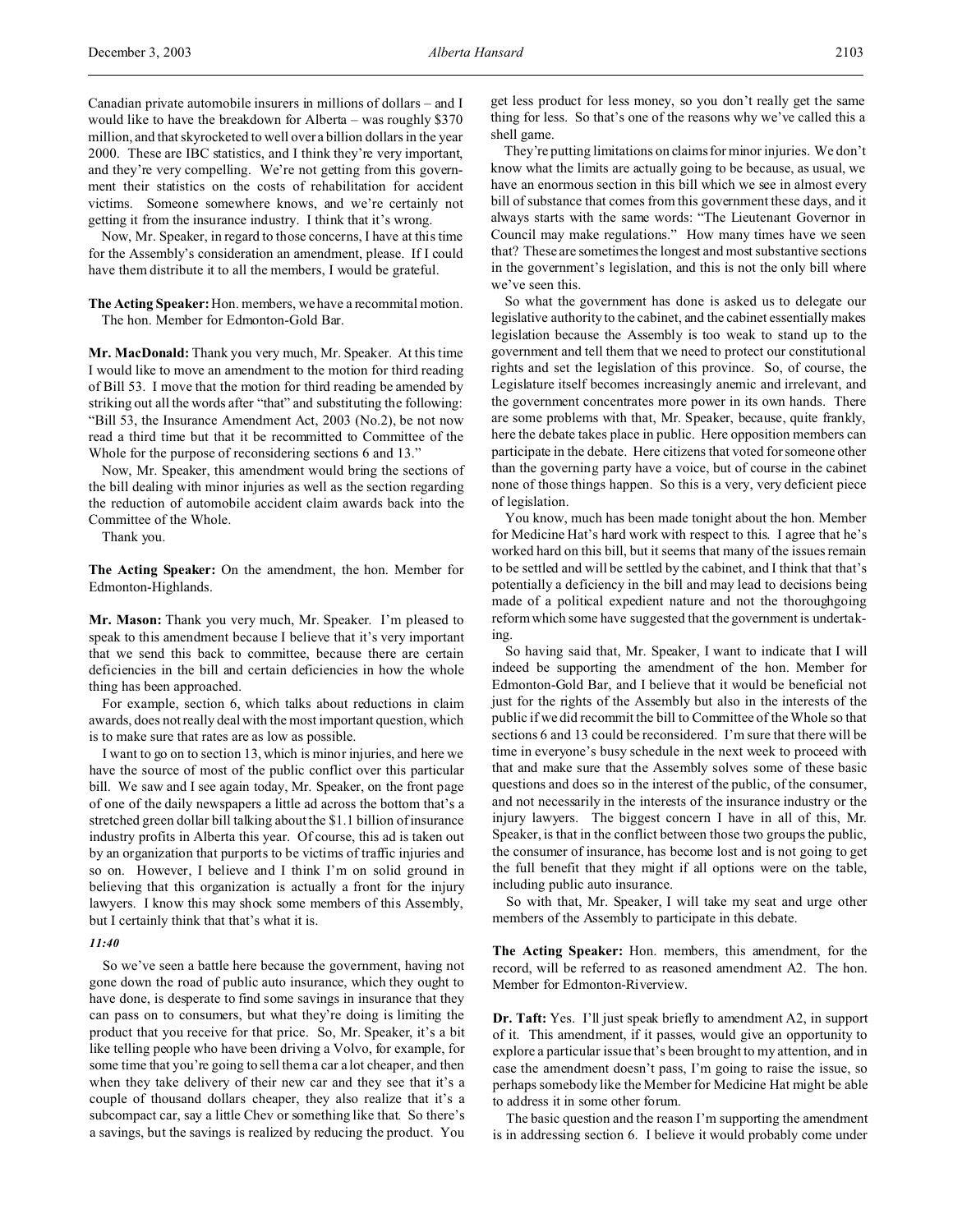Canadian private automobile insurers in millions of dollars – and I would like to have the breakdown for Alberta – was roughly $370 million, and that skyrocketed to well over a billion dollars in the year 2000. These are IBC statistics, and I think they're very important, and they're very compelling. We're not getting from this government their statistics on the costs of rehabilitation for accident victims. Someone somewhere knows, and we're certainly not getting it from the insurance industry. I think that it's wrong.

Now, Mr. Speaker, in regard to those concerns, I have at this time for the Assembly's consideration an amendment, please. If I could have them distribute it to all the members, I would be grateful.

**The Acting Speaker:** Hon. members, we have a recommittal motion. The hon. Member for Edmonton-Gold Bar.

**Mr. MacDonald:** Thank you very much, Mr. Speaker. At this time I would like to move an amendment to the motion for third reading of Bill 53. I move that the motion for third reading be amended by striking out all the words after "that" and substituting the following: "Bill 53, the Insurance Amendment Act, 2003 (No.2), be not now read a third time but that it be recommitted to Committee of the Whole for the purpose of reconsidering sections 6 and 13."

Now, Mr. Speaker, this amendment would bring the sections of the bill dealing with minor injuries as well as the section regarding the reduction of automobile accident claim awards back into the Committee of the Whole.

Thank you.

**The Acting Speaker:** On the amendment, the hon. Member for Edmonton-Highlands.

**Mr. Mason:** Thank you very much, Mr. Speaker. I'm pleased to speak to this amendment because I believe that it's very important that we send this back to committee, because there are certain deficiencies in the bill and certain deficiencies in how the whole thing has been approached.

For example, section 6, which talks about reductions in claim awards, does not really deal with the most important question, which is to make sure that rates are as low as possible.

I want to go on to section 13, which is minor injuries, and here we have the source of most of the public conflict over this particular bill. We saw and I see again today, Mr. Speaker, on the front page of one of the daily newspapers a little ad across the bottom that's a stretched green dollar bill talking about the $1.1 billion of insurance industry profits in Alberta this year. Of course, this ad is taken out by an organization that purports to be victims of traffic injuries and so on. However, I believe and I think I'm on solid ground in believing that this organization is actually a front for the injury lawyers. I know this may shock some members of this Assembly, but I certainly think that that's what it is.

*11:40*

So we've seen a battle here because the government, having not gone down the road of public auto insurance, which they ought to have done, is desperate to find some savings in insurance that they can pass on to consumers, but what they're doing is limiting the product that you receive for that price. So, Mr. Speaker, it's a bit like telling people who have been driving a Volvo, for example, for some time that you're going to sell them a car a lot cheaper, and then when they take delivery of their new car and they see that it's a couple of thousand dollars cheaper, they also realize that it's a subcompact car, say a little Chev or something like that. So there's a savings, but the savings is realized by reducing the product. You get less product for less money, so you don't really get the same thing for less. So that's one of the reasons why we've called this a shell game.

They're putting limitations on claims for minor injuries. We don't know what the limits are actually going to be because, as usual, we have an enormous section in this bill which we see in almost every bill of substance that comes from this government these days, and it always starts with the same words: "The Lieutenant Governor in Council may make regulations." How many times have we seen that? These are sometimes the longest and most substantive sections in the government's legislation, and this is not the only bill where we've seen this.

So what the government has done is asked us to delegate our legislative authority to the cabinet, and the cabinet essentially makes legislation because the Assembly is too weak to stand up to the government and tell them that we need to protect our constitutional rights and set the legislation of this province. So, of course, the Legislature itself becomes increasingly anemic and irrelevant, and the government concentrates more power in its own hands. There are some problems with that, Mr. Speaker, because, quite frankly, here the debate takes place in public. Here opposition members can participate in the debate. Here citizens that voted for someone other than the governing party have a voice, but of course in the cabinet none of those things happen. So this is a very, very deficient piece of legislation.

You know, much has been made tonight about the hon. Member for Medicine Hat's hard work with respect to this. I agree that he's worked hard on this bill, but it seems that many of the issues remain to be settled and will be settled by the cabinet, and I think that that's potentially a deficiency in the bill and may lead to decisions being made of a political expedient nature and not the thoroughgoing reform which some have suggested that the government is undertaking.

So having said that, Mr. Speaker, I want to indicate that I will indeed be supporting the amendment of the hon. Member for Edmonton-Gold Bar, and I believe that it would be beneficial not just for the rights of the Assembly but also in the interests of the public if we did recommit the bill to Committee of the Whole so that sections 6 and 13 could be reconsidered. I'm sure that there will be time in everyone's busy schedule in the next week to proceed with that and make sure that the Assembly solves some of these basic questions and does so in the interest of the public, of the consumer, and not necessarily in the interests of the insurance industry or the injury lawyers. The biggest concern I have in all of this, Mr. Speaker, is that in the conflict between those two groups the public, the consumer of insurance, has become lost and is not going to get the full benefit that they might if all options were on the table, including public auto insurance.

So with that, Mr. Speaker, I will take my seat and urge other members of the Assembly to participate in this debate.

**The Acting Speaker:** Hon. members, this amendment, for the record, will be referred to as reasoned amendment A2. The hon. Member for Edmonton-Riverview.

**Dr. Taft:** Yes. I'll just speak briefly to amendment A2, in support of it. This amendment, if it passes, would give an opportunity to explore a particular issue that's been brought to my attention, and in case the amendment doesn't pass, I'm going to raise the issue, so perhaps somebody like the Member for Medicine Hat might be able to address it in some other forum.

The basic question and the reason I'm supporting the amendment is in addressing section 6. I believe it would probably come under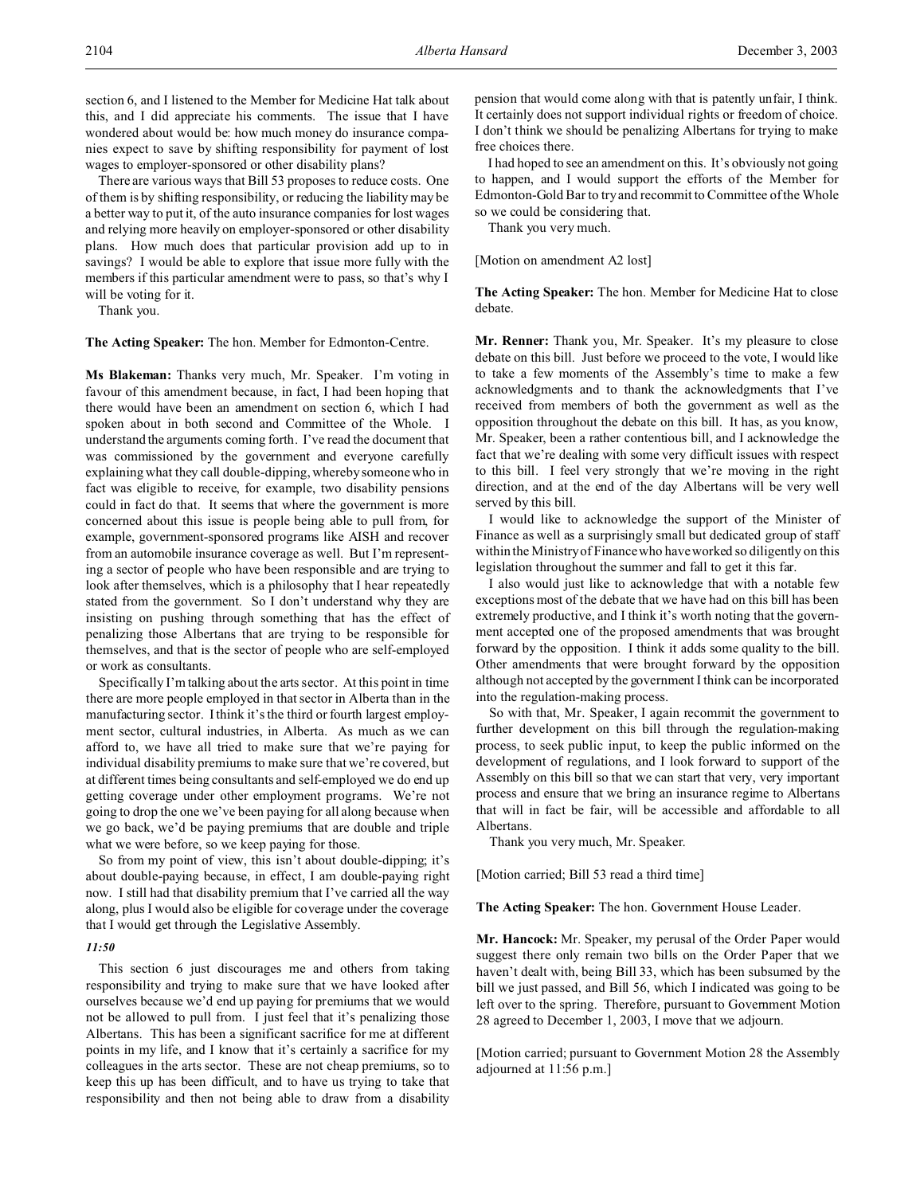section 6, and I listened to the Member for Medicine Hat talk about this, and I did appreciate his comments. The issue that I have wondered about would be: how much money do insurance companies expect to save by shifting responsibility for payment of lost wages to employer-sponsored or other disability plans?

There are various ways that Bill 53 proposes to reduce costs. One of them is by shifting responsibility, or reducing the liability may be a better way to put it, of the auto insurance companies for lost wages and relying more heavily on employer-sponsored or other disability plans. How much does that particular provision add up to in savings? I would be able to explore that issue more fully with the members if this particular amendment were to pass, so that's why I will be voting for it.

Thank you.

**The Acting Speaker:** The hon. Member for Edmonton-Centre.

**Ms Blakeman:** Thanks very much, Mr. Speaker. I'm voting in favour of this amendment because, in fact, I had been hoping that there would have been an amendment on section 6, which I had spoken about in both second and Committee of the Whole. I understand the arguments coming forth. I've read the document that was commissioned by the government and everyone carefully explaining what they call double-dipping, whereby someone who in fact was eligible to receive, for example, two disability pensions could in fact do that. It seems that where the government is more concerned about this issue is people being able to pull from, for example, government-sponsored programs like AISH and recover from an automobile insurance coverage as well. But I'm representing a sector of people who have been responsible and are trying to look after themselves, which is a philosophy that I hear repeatedly stated from the government. So I don't understand why they are insisting on pushing through something that has the effect of penalizing those Albertans that are trying to be responsible for themselves, and that is the sector of people who are self-employed or work as consultants.

Specifically I'm talking about the arts sector. At this point in time there are more people employed in that sector in Alberta than in the manufacturing sector. I think it's the third or fourth largest employment sector, cultural industries, in Alberta. As much as we can afford to, we have all tried to make sure that we're paying for individual disability premiums to make sure that we're covered, but at different times being consultants and self-employed we do end up getting coverage under other employment programs. We're not going to drop the one we've been paying for all along because when we go back, we'd be paying premiums that are double and triple what we were before, so we keep paying for those.

So from my point of view, this isn't about double-dipping; it's about double-paying because, in effect, I am double-paying right now. I still had that disability premium that I've carried all the way along, plus I would also be eligible for coverage under the coverage that I would get through the Legislative Assembly.

*11:50*

This section 6 just discourages me and others from taking responsibility and trying to make sure that we have looked after ourselves because we'd end up paying for premiums that we would not be allowed to pull from. I just feel that it's penalizing those Albertans. This has been a significant sacrifice for me at different points in my life, and I know that it's certainly a sacrifice for my colleagues in the arts sector. These are not cheap premiums, so to keep this up has been difficult, and to have us trying to take that responsibility and then not being able to draw from a disability pension that would come along with that is patently unfair, I think. It certainly does not support individual rights or freedom of choice. I don't think we should be penalizing Albertans for trying to make free choices there.

I had hoped to see an amendment on this. It's obviously not going to happen, and I would support the efforts of the Member for Edmonton-Gold Bar to try and recommit to Committee of the Whole so we could be considering that.

Thank you very much.

[Motion on amendment A2 lost]

**The Acting Speaker:** The hon. Member for Medicine Hat to close debate.

**Mr. Renner:** Thank you, Mr. Speaker. It's my pleasure to close debate on this bill. Just before we proceed to the vote, I would like to take a few moments of the Assembly's time to make a few acknowledgments and to thank the acknowledgments that I've received from members of both the government as well as the opposition throughout the debate on this bill. It has, as you know, Mr. Speaker, been a rather contentious bill, and I acknowledge the fact that we're dealing with some very difficult issues with respect to this bill. I feel very strongly that we're moving in the right direction, and at the end of the day Albertans will be very well served by this bill.

I would like to acknowledge the support of the Minister of Finance as well as a surprisingly small but dedicated group of staff within the Ministry of Finance who have worked so diligently on this legislation throughout the summer and fall to get it this far.

I also would just like to acknowledge that with a notable few exceptions most of the debate that we have had on this bill has been extremely productive, and I think it's worth noting that the government accepted one of the proposed amendments that was brought forward by the opposition. I think it adds some quality to the bill. Other amendments that were brought forward by the opposition although not accepted by the government I think can be incorporated into the regulation-making process.

So with that, Mr. Speaker, I again recommit the government to further development on this bill through the regulation-making process, to seek public input, to keep the public informed on the development of regulations, and I look forward to support of the Assembly on this bill so that we can start that very, very important process and ensure that we bring an insurance regime to Albertans that will in fact be fair, will be accessible and affordable to all Albertans.

Thank you very much, Mr. Speaker.

[Motion carried; Bill 53 read a third time]

**The Acting Speaker:** The hon. Government House Leader.

**Mr. Hancock:** Mr. Speaker, my perusal of the Order Paper would suggest there only remain two bills on the Order Paper that we haven't dealt with, being Bill 33, which has been subsumed by the bill we just passed, and Bill 56, which I indicated was going to be left over to the spring. Therefore, pursuant to Government Motion 28 agreed to December 1, 2003, I move that we adjourn.

[Motion carried; pursuant to Government Motion 28 the Assembly adjourned at 11:56 p.m.]